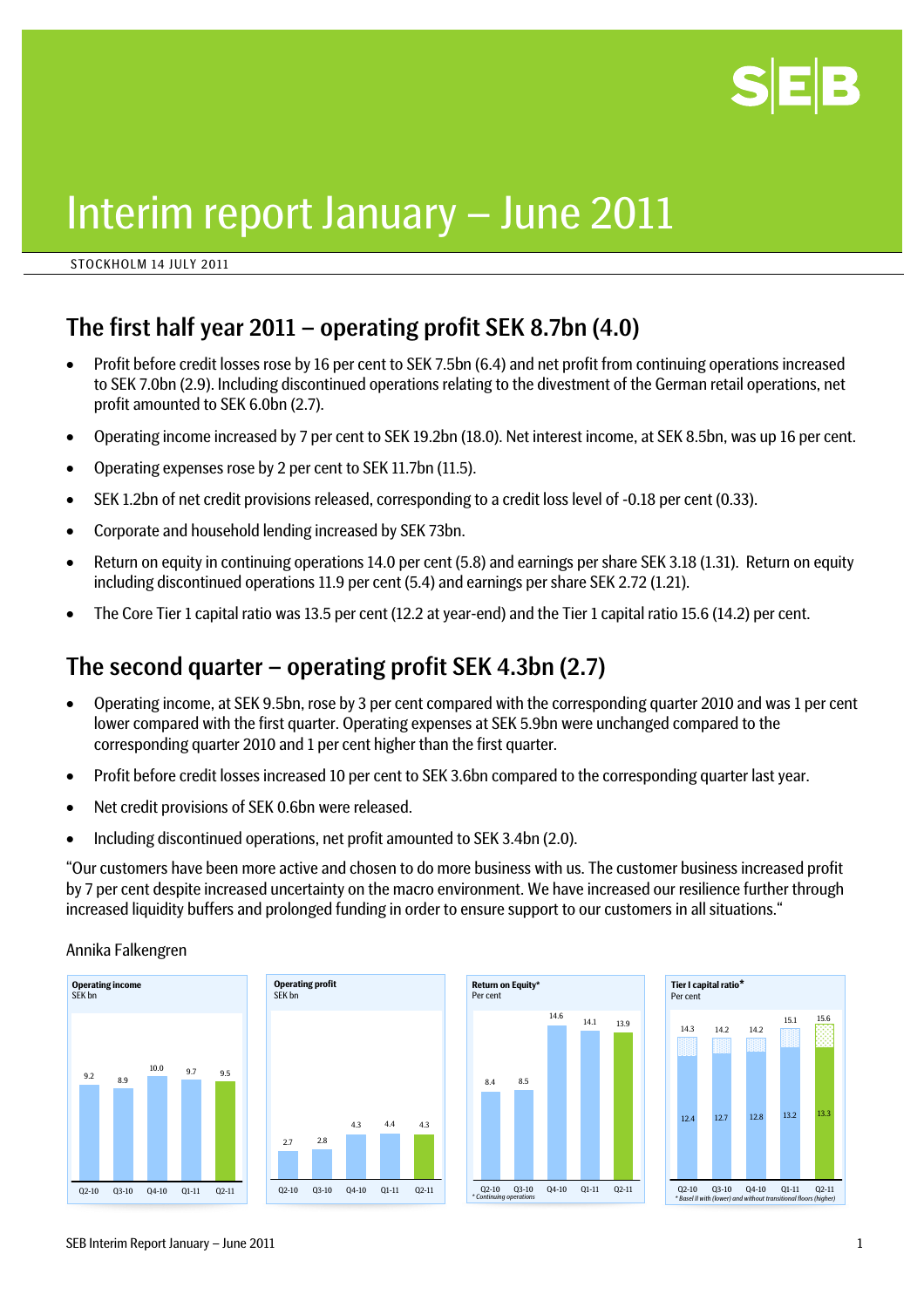# Interim report January – June 2011

STOCKHOLM 14 JULY 2011

## The first half year 2011 – operating profit SEK 8.7bn (4.0)

- Profit before credit losses rose by 16 per cent to SEK 7.5bn (6.4) and net profit from continuing operations increased to SEK 7.0bn (2.9). Including discontinued operations relating to the divestment of the German retail operations, net profit amounted to SEK 6.0bn (2.7).
- Operating income increased by 7 per cent to SEK 19.2bn (18.0). Net interest income, at SEK 8.5bn, was up 16 per cent.
- Operating expenses rose by 2 per cent to SEK 11.7bn (11.5).
- SEK 1.2bn of net credit provisions released, corresponding to a credit loss level of -0.18 per cent (0.33).
- Corporate and household lending increased by SEK 73bn.
- Return on equity in continuing operations 14.0 per cent (5.8) and earnings per share SEK 3.18 (1.31). Return on equity including discontinued operations 11.9 per cent (5.4) and earnings per share SEK 2.72 (1.21).
- The Core Tier 1 capital ratio was 13.5 per cent (12.2 at year-end) and the Tier 1 capital ratio 15.6 (14.2) per cent.

## The second quarter – operating profit SEK 4.3bn (2.7)

- Operating income, at SEK 9.5bn, rose by 3 per cent compared with the corresponding quarter 2010 and was 1 per cent lower compared with the first quarter. Operating expenses at SEK 5.9bn were unchanged compared to the corresponding quarter 2010 and 1 per cent higher than the first quarter.
- Profit before credit losses increased 10 per cent to SEK 3.6bn compared to the corresponding quarter last year.
- Net credit provisions of SEK 0.6bn were released.
- Including discontinued operations, net profit amounted to SEK 3.4bn (2.0).

"Our customers have been more active and chosen to do more business with us. The customer business increased profit by 7 per cent despite increased uncertainty on the macro environment. We have increased our resilience further through increased liquidity buffers and prolonged funding in order to ensure support to our customers in all situations."

Annika Falkengren

**Operating income**
SEK bn

| Q2-10 | Q3-10 | Q4-10 | Q1-11 | Q2-11 |
|---|---|---|---|---|
| 9.2 | 8.9 | 10.0 | 9.7 | 9.5 |

**Operating profit**
SEK bn

| Q2-10 | Q3-10 | Q4-10 | Q1-11 | Q2-11 |
|---|---|---|---|---|
| 2.7 | 2.8 | 4.3 | 4.4 | 4.3 |

**Return on Equity***
Per cent

| Q2-10 | Q3-10 | Q4-10 | Q1-11 | Q2-11 |
|---|---|---|---|---|
| 8.4 | 8.5 | 14.6 | 14.1 | 13.9 |

\* Continuing operations

**Tier I capital ratio***
Per cent

| | Q2-10 | Q3-10 | Q4-10 | Q1-11 | Q2-11 |
|---|---|---|---|---|---|
| Without transitional floors | 14.3 | 14.2 | 14.2 | 15.1 | 15.6 |
| With transitional floors | 12.4 | 12.7 | 12.8 | 13.2 | 13.3 |

\* Basel II with (lower) and without transitional floors (higher)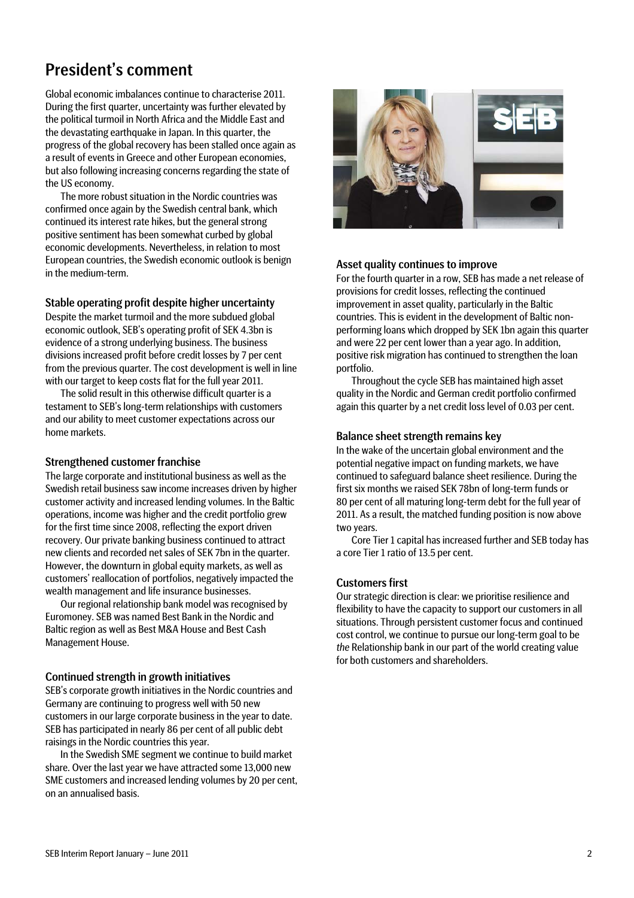# President's comment

Global economic imbalances continue to characterise 2011. During the first quarter, uncertainty was further elevated by the political turmoil in North Africa and the Middle East and the devastating earthquake in Japan. In this quarter, the progress of the global recovery has been stalled once again as a result of events in Greece and other European economies, but also following increasing concerns regarding the state of the US economy.

The more robust situation in the Nordic countries was confirmed once again by the Swedish central bank, which continued its interest rate hikes, but the general strong positive sentiment has been somewhat curbed by global economic developments. Nevertheless, in relation to most European countries, the Swedish economic outlook is benign in the medium-term.

### Stable operating profit despite higher uncertainty

Despite the market turmoil and the more subdued global economic outlook, SEB's operating profit of SEK 4.3bn is evidence of a strong underlying business. The business divisions increased profit before credit losses by 7 per cent from the previous quarter. The cost development is well in line with our target to keep costs flat for the full year 2011.

The solid result in this otherwise difficult quarter is a testament to SEB's long-term relationships with customers and our ability to meet customer expectations across our home markets.

### Strengthened customer franchise

The large corporate and institutional business as well as the Swedish retail business saw income increases driven by higher customer activity and increased lending volumes. In the Baltic operations, income was higher and the credit portfolio grew for the first time since 2008, reflecting the export driven recovery. Our private banking business continued to attract new clients and recorded net sales of SEK 7bn in the quarter. However, the downturn in global equity markets, as well as customers' reallocation of portfolios, negatively impacted the wealth management and life insurance businesses.

Our regional relationship bank model was recognised by Euromoney. SEB was named Best Bank in the Nordic and Baltic region as well as Best M&A House and Best Cash Management House.

### Continued strength in growth initiatives

SEB's corporate growth initiatives in the Nordic countries and Germany are continuing to progress well with 50 new customers in our large corporate business in the year to date. SEB has participated in nearly 86 per cent of all public debt raisings in the Nordic countries this year.

In the Swedish SME segment we continue to build market share. Over the last year we have attracted some 13,000 new SME customers and increased lending volumes by 20 per cent, on an annualised basis.

### Asset quality continues to improve

For the fourth quarter in a row, SEB has made a net release of provisions for credit losses, reflecting the continued improvement in asset quality, particularly in the Baltic countries. This is evident in the development of Baltic non-performing loans which dropped by SEK 1bn again this quarter and were 22 per cent lower than a year ago. In addition, positive risk migration has continued to strengthen the loan portfolio.

Throughout the cycle SEB has maintained high asset quality in the Nordic and German credit portfolio confirmed again this quarter by a net credit loss level of 0.03 per cent.

### Balance sheet strength remains key

In the wake of the uncertain global environment and the potential negative impact on funding markets, we have continued to safeguard balance sheet resilience. During the first six months we raised SEK 78bn of long-term funds or 80 per cent of all maturing long-term debt for the full year of 2011. As a result, the matched funding position is now above two years.

Core Tier 1 capital has increased further and SEB today has a core Tier 1 ratio of 13.5 per cent.

### Customers first

Our strategic direction is clear: we prioritise resilience and flexibility to have the capacity to support our customers in all situations. Through persistent customer focus and continued cost control, we continue to pursue our long-term goal to be *the* Relationship bank in our part of the world creating value for both customers and shareholders.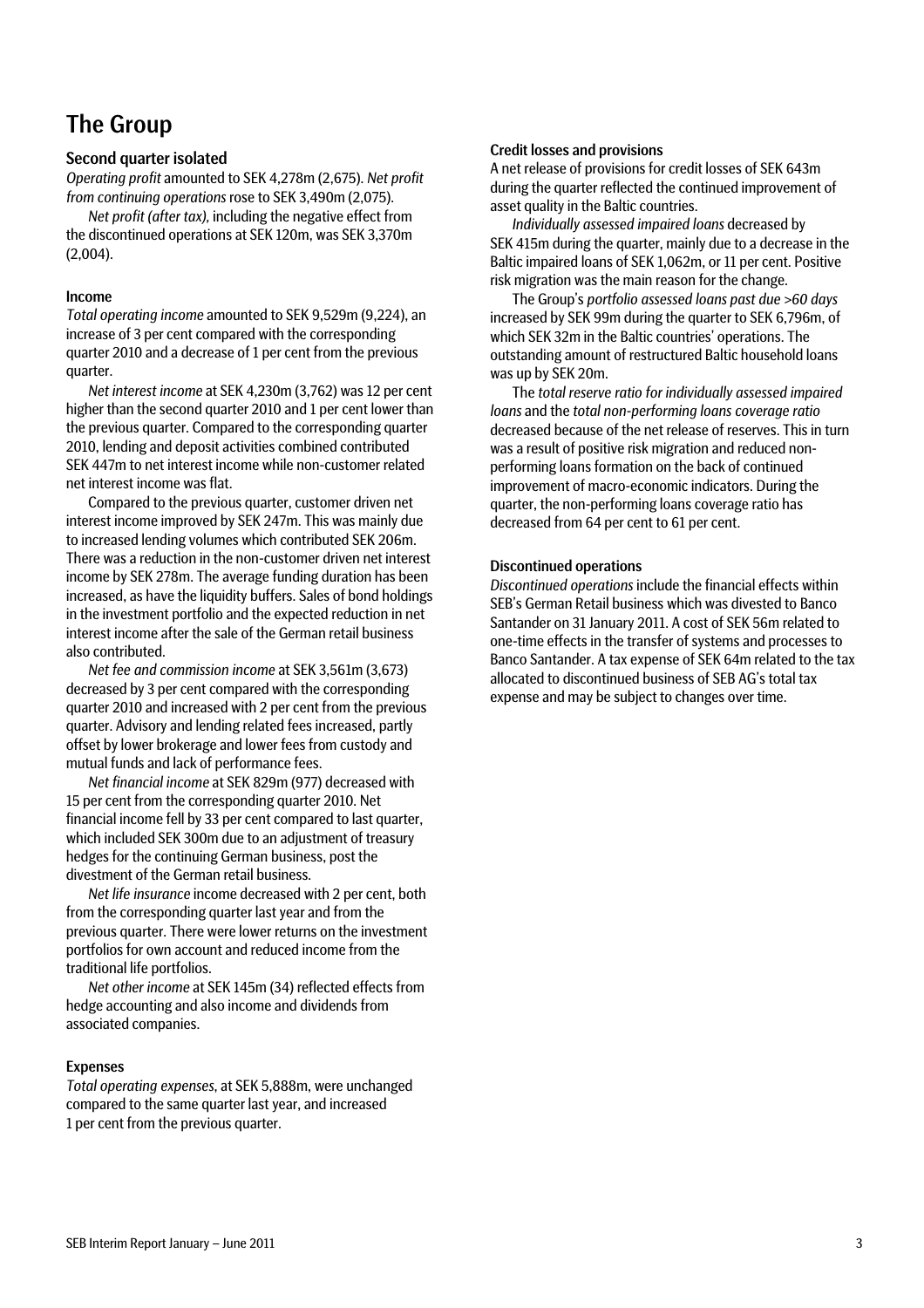# The Group

## Second quarter isolated

*Operating profit* amounted to SEK 4,278m (2,675). *Net profit from continuing operations* rose to SEK 3,490m (2,075).

*Net profit (after tax),* including the negative effect from the discontinued operations at SEK 120m, was SEK 3,370m (2,004).

### Income

*Total operating income* amounted to SEK 9,529m (9,224), an increase of 3 per cent compared with the corresponding quarter 2010 and a decrease of 1 per cent from the previous quarter.

*Net interest income* at SEK 4,230m (3,762) was 12 per cent higher than the second quarter 2010 and 1 per cent lower than the previous quarter. Compared to the corresponding quarter 2010, lending and deposit activities combined contributed SEK 447m to net interest income while non-customer related net interest income was flat.

Compared to the previous quarter, customer driven net interest income improved by SEK 247m. This was mainly due to increased lending volumes which contributed SEK 206m. There was a reduction in the non-customer driven net interest income by SEK 278m. The average funding duration has been increased, as have the liquidity buffers. Sales of bond holdings in the investment portfolio and the expected reduction in net interest income after the sale of the German retail business also contributed.

*Net fee and commission income* at SEK 3,561m (3,673) decreased by 3 per cent compared with the corresponding quarter 2010 and increased with 2 per cent from the previous quarter. Advisory and lending related fees increased, partly offset by lower brokerage and lower fees from custody and mutual funds and lack of performance fees.

*Net financial income* at SEK 829m (977) decreased with 15 per cent from the corresponding quarter 2010. Net financial income fell by 33 per cent compared to last quarter, which included SEK 300m due to an adjustment of treasury hedges for the continuing German business, post the divestment of the German retail business.

*Net life insurance* income decreased with 2 per cent, both from the corresponding quarter last year and from the previous quarter. There were lower returns on the investment portfolios for own account and reduced income from the traditional life portfolios.

*Net other income* at SEK 145m (34) reflected effects from hedge accounting and also income and dividends from associated companies.

### Expenses

*Total operating expenses*, at SEK 5,888m, were unchanged compared to the same quarter last year, and increased 1 per cent from the previous quarter.

### Credit losses and provisions

A net release of provisions for credit losses of SEK 643m during the quarter reflected the continued improvement of asset quality in the Baltic countries.

*Individually assessed impaired loans* decreased by SEK 415m during the quarter, mainly due to a decrease in the Baltic impaired loans of SEK 1,062m, or 11 per cent. Positive risk migration was the main reason for the change.

The Group's *portfolio assessed loans past due >60 days* increased by SEK 99m during the quarter to SEK 6,796m, of which SEK 32m in the Baltic countries' operations. The outstanding amount of restructured Baltic household loans was up by SEK 20m.

The *total reserve ratio for individually assessed impaired loans* and the *total non-performing loans coverage ratio* decreased because of the net release of reserves. This in turn was a result of positive risk migration and reduced non-performing loans formation on the back of continued improvement of macro-economic indicators. During the quarter, the non-performing loans coverage ratio has decreased from 64 per cent to 61 per cent.

### Discontinued operations

*Discontinued operations* include the financial effects within SEB's German Retail business which was divested to Banco Santander on 31 January 2011. A cost of SEK 56m related to one-time effects in the transfer of systems and processes to Banco Santander. A tax expense of SEK 64m related to the tax allocated to discontinued business of SEB AG's total tax expense and may be subject to changes over time.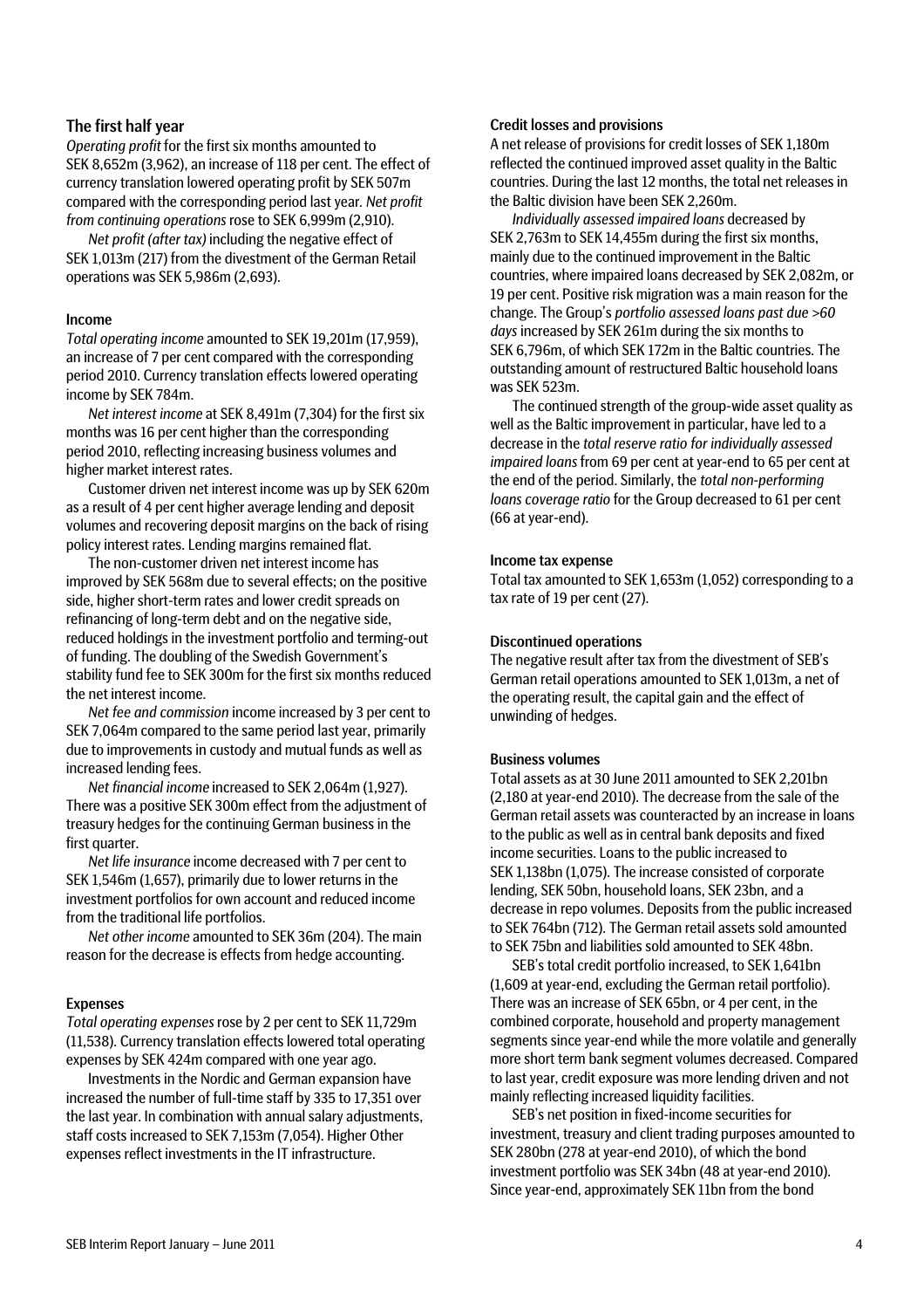## The first half year

*Operating profit* for the first six months amounted to SEK 8,652m (3,962), an increase of 118 per cent. The effect of currency translation lowered operating profit by SEK 507m compared with the corresponding period last year. *Net profit from continuing operations* rose to SEK 6,999m (2,910).

*Net profit (after tax)* including the negative effect of SEK 1,013m (217) from the divestment of the German Retail operations was SEK 5,986m (2,693).

### Income

*Total operating income* amounted to SEK 19,201m (17,959), an increase of 7 per cent compared with the corresponding period 2010. Currency translation effects lowered operating income by SEK 784m.

*Net interest income* at SEK 8,491m (7,304) for the first six months was 16 per cent higher than the corresponding period 2010, reflecting increasing business volumes and higher market interest rates.

Customer driven net interest income was up by SEK 620m as a result of 4 per cent higher average lending and deposit volumes and recovering deposit margins on the back of rising policy interest rates. Lending margins remained flat.

The non-customer driven net interest income has improved by SEK 568m due to several effects; on the positive side, higher short-term rates and lower credit spreads on refinancing of long-term debt and on the negative side, reduced holdings in the investment portfolio and terming-out of funding. The doubling of the Swedish Government's stability fund fee to SEK 300m for the first six months reduced the net interest income.

*Net fee and commission* income increased by 3 per cent to SEK 7,064m compared to the same period last year, primarily due to improvements in custody and mutual funds as well as increased lending fees.

*Net financial income* increased to SEK 2,064m (1,927). There was a positive SEK 300m effect from the adjustment of treasury hedges for the continuing German business in the first quarter.

*Net life insurance* income decreased with 7 per cent to SEK 1,546m (1,657), primarily due to lower returns in the investment portfolios for own account and reduced income from the traditional life portfolios.

*Net other income* amounted to SEK 36m (204). The main reason for the decrease is effects from hedge accounting.

### Expenses

*Total operating expenses* rose by 2 per cent to SEK 11,729m (11,538). Currency translation effects lowered total operating expenses by SEK 424m compared with one year ago.

Investments in the Nordic and German expansion have increased the number of full-time staff by 335 to 17,351 over the last year. In combination with annual salary adjustments, staff costs increased to SEK 7,153m (7,054). Higher Other expenses reflect investments in the IT infrastructure.

### Credit losses and provisions

A net release of provisions for credit losses of SEK 1,180m reflected the continued improved asset quality in the Baltic countries. During the last 12 months, the total net releases in the Baltic division have been SEK 2,260m.

*Individually assessed impaired loans* decreased by SEK 2,763m to SEK 14,455m during the first six months, mainly due to the continued improvement in the Baltic countries, where impaired loans decreased by SEK 2,082m, or 19 per cent. Positive risk migration was a main reason for the change. The Group's *portfolio assessed loans past due >60 days* increased by SEK 261m during the six months to SEK 6,796m, of which SEK 172m in the Baltic countries. The outstanding amount of restructured Baltic household loans was SEK 523m.

The continued strength of the group-wide asset quality as well as the Baltic improvement in particular, have led to a decrease in the *total reserve ratio for individually assessed impaired loans* from 69 per cent at year-end to 65 per cent at the end of the period. Similarly, the *total non-performing loans coverage ratio* for the Group decreased to 61 per cent (66 at year-end).

### Income tax expense

Total tax amounted to SEK 1,653m (1,052) corresponding to a tax rate of 19 per cent (27).

### Discontinued operations

The negative result after tax from the divestment of SEB's German retail operations amounted to SEK 1,013m, a net of the operating result, the capital gain and the effect of unwinding of hedges.

### Business volumes

Total assets as at 30 June 2011 amounted to SEK 2,201bn (2,180 at year-end 2010). The decrease from the sale of the German retail assets was counteracted by an increase in loans to the public as well as in central bank deposits and fixed income securities. Loans to the public increased to SEK 1,138bn (1,075). The increase consisted of corporate lending, SEK 50bn, household loans, SEK 23bn, and a decrease in repo volumes. Deposits from the public increased to SEK 764bn (712). The German retail assets sold amounted to SEK 75bn and liabilities sold amounted to SEK 48bn.

SEB's total credit portfolio increased, to SEK 1,641bn (1,609 at year-end, excluding the German retail portfolio). There was an increase of SEK 65bn, or 4 per cent, in the combined corporate, household and property management segments since year-end while the more volatile and generally more short term bank segment volumes decreased. Compared to last year, credit exposure was more lending driven and not mainly reflecting increased liquidity facilities.

SEB's net position in fixed-income securities for investment, treasury and client trading purposes amounted to SEK 280bn (278 at year-end 2010), of which the bond investment portfolio was SEK 34bn (48 at year-end 2010). Since year-end, approximately SEK 11bn from the bond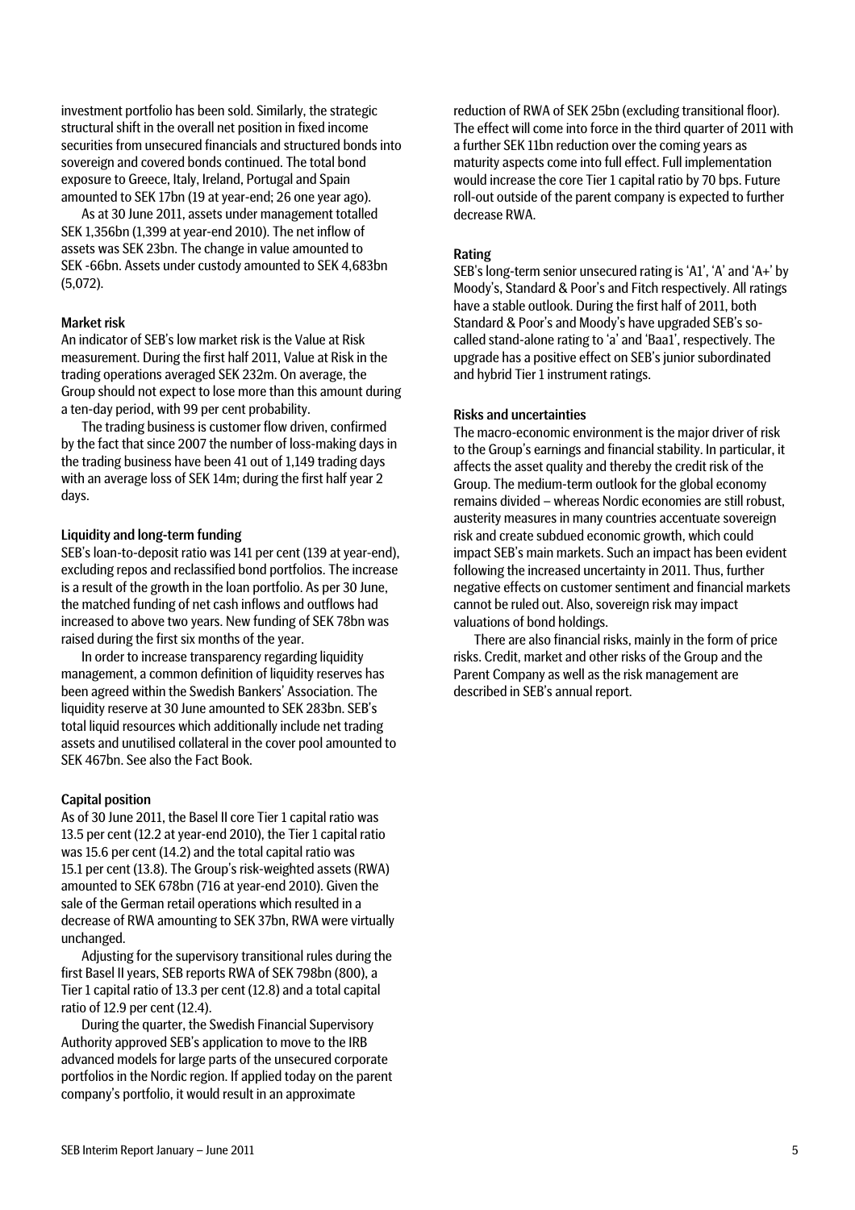investment portfolio has been sold. Similarly, the strategic structural shift in the overall net position in fixed income securities from unsecured financials and structured bonds into sovereign and covered bonds continued. The total bond exposure to Greece, Italy, Ireland, Portugal and Spain amounted to SEK 17bn (19 at year-end; 26 one year ago).

As at 30 June 2011, assets under management totalled SEK 1,356bn (1,399 at year-end 2010). The net inflow of assets was SEK 23bn. The change in value amounted to SEK -66bn. Assets under custody amounted to SEK 4,683bn (5,072).

#### Market risk

An indicator of SEB's low market risk is the Value at Risk measurement. During the first half 2011, Value at Risk in the trading operations averaged SEK 232m. On average, the Group should not expect to lose more than this amount during a ten-day period, with 99 per cent probability.

The trading business is customer flow driven, confirmed by the fact that since 2007 the number of loss-making days in the trading business have been 41 out of 1,149 trading days with an average loss of SEK 14m; during the first half year 2 days.

#### Liquidity and long-term funding

SEB's loan-to-deposit ratio was 141 per cent (139 at year-end), excluding repos and reclassified bond portfolios. The increase is a result of the growth in the loan portfolio. As per 30 June, the matched funding of net cash inflows and outflows had increased to above two years. New funding of SEK 78bn was raised during the first six months of the year.

In order to increase transparency regarding liquidity management, a common definition of liquidity reserves has been agreed within the Swedish Bankers' Association. The liquidity reserve at 30 June amounted to SEK 283bn. SEB's total liquid resources which additionally include net trading assets and unutilised collateral in the cover pool amounted to SEK 467bn. See also the Fact Book.

#### Capital position

As of 30 June 2011, the Basel II core Tier 1 capital ratio was 13.5 per cent (12.2 at year-end 2010), the Tier 1 capital ratio was 15.6 per cent (14.2) and the total capital ratio was 15.1 per cent (13.8). The Group's risk-weighted assets (RWA) amounted to SEK 678bn (716 at year-end 2010). Given the sale of the German retail operations which resulted in a decrease of RWA amounting to SEK 37bn, RWA were virtually unchanged.

Adjusting for the supervisory transitional rules during the first Basel II years, SEB reports RWA of SEK 798bn (800), a Tier 1 capital ratio of 13.3 per cent (12.8) and a total capital ratio of 12.9 per cent (12.4).

During the quarter, the Swedish Financial Supervisory Authority approved SEB's application to move to the IRB advanced models for large parts of the unsecured corporate portfolios in the Nordic region. If applied today on the parent company's portfolio, it would result in an approximate reduction of RWA of SEK 25bn (excluding transitional floor). The effect will come into force in the third quarter of 2011 with a further SEK 11bn reduction over the coming years as maturity aspects come into full effect. Full implementation would increase the core Tier 1 capital ratio by 70 bps. Future roll-out outside of the parent company is expected to further decrease RWA.

#### Rating

SEB's long-term senior unsecured rating is 'A1', 'A' and 'A+' by Moody's, Standard & Poor's and Fitch respectively. All ratings have a stable outlook. During the first half of 2011, both Standard & Poor's and Moody's have upgraded SEB's so-called stand-alone rating to 'a' and 'Baa1', respectively. The upgrade has a positive effect on SEB's junior subordinated and hybrid Tier 1 instrument ratings.

#### Risks and uncertainties

The macro-economic environment is the major driver of risk to the Group's earnings and financial stability. In particular, it affects the asset quality and thereby the credit risk of the Group. The medium-term outlook for the global economy remains divided – whereas Nordic economies are still robust, austerity measures in many countries accentuate sovereign risk and create subdued economic growth, which could impact SEB's main markets. Such an impact has been evident following the increased uncertainty in 2011. Thus, further negative effects on customer sentiment and financial markets cannot be ruled out. Also, sovereign risk may impact valuations of bond holdings.

There are also financial risks, mainly in the form of price risks. Credit, market and other risks of the Group and the Parent Company as well as the risk management are described in SEB's annual report.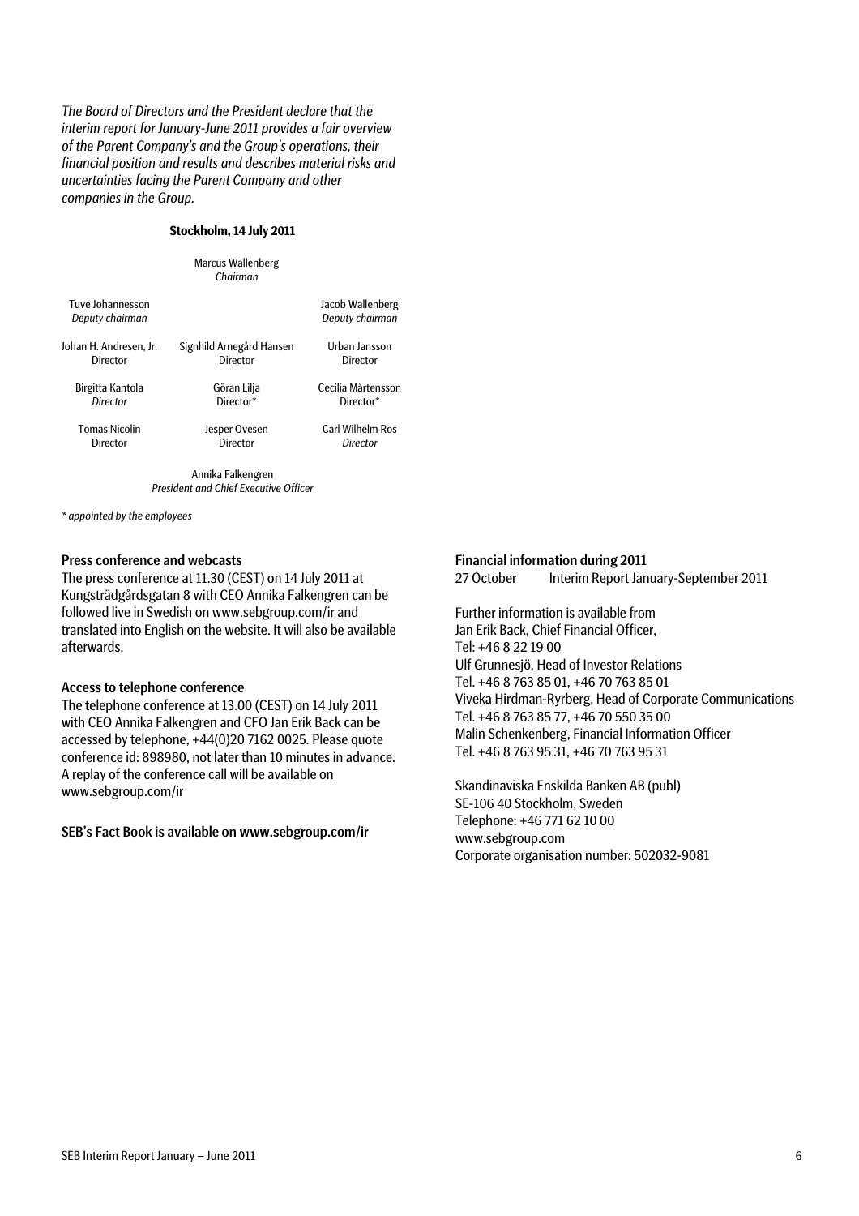*The Board of Directors and the President declare that the interim report for January-June 2011 provides a fair overview of the Parent Company's and the Group's operations, their financial position and results and describes material risks and uncertainties facing the Parent Company and other companies in the Group.*

**Stockholm, 14 July 2011**

Marcus Wallenberg
*Chairman*

| | | |
|---|---|---|
| Tuve Johannesson<br>*Deputy chairman* | | Jacob Wallenberg<br>*Deputy chairman* |
| Johan H. Andresen, Jr.<br>Director | Signhild Arnegård Hansen<br>Director | Urban Jansson<br>Director |
| Birgitta Kantola<br>*Director* | Göran Lilja<br>Director* | Cecilia Mårtensson<br>Director* |
| Tomas Nicolin<br>Director | Jesper Ovesen<br>Director | Carl Wilhelm Ros<br>*Director* |

Annika Falkengren
*President and Chief Executive Officer*

*\* appointed by the employees*

### Press conference and webcasts

The press conference at 11.30 (CEST) on 14 July 2011 at Kungsträdgårdsgatan 8 with CEO Annika Falkengren can be followed live in Swedish on www.sebgroup.com/ir and translated into English on the website. It will also be available afterwards.

### Access to telephone conference

The telephone conference at 13.00 (CEST) on 14 July 2011 with CEO Annika Falkengren and CFO Jan Erik Back can be accessed by telephone, +44(0)20 7162 0025. Please quote conference id: 898980, not later than 10 minutes in advance. A replay of the conference call will be available on www.sebgroup.com/ir

### SEB's Fact Book is available on www.sebgroup.com/ir

### Financial information during 2011

27 October Interim Report January-September 2011

Further information is available from
Jan Erik Back, Chief Financial Officer,
Tel: +46 8 22 19 00
Ulf Grunnesjö, Head of Investor Relations
Tel. +46 8 763 85 01, +46 70 763 85 01
Viveka Hirdman-Ryrberg, Head of Corporate Communications
Tel. +46 8 763 85 77, +46 70 550 35 00
Malin Schenkenberg, Financial Information Officer
Tel. +46 8 763 95 31, +46 70 763 95 31

Skandinaviska Enskilda Banken AB (publ)
SE-106 40 Stockholm, Sweden
Telephone: +46 771 62 10 00
www.sebgroup.com
Corporate organisation number: 502032-9081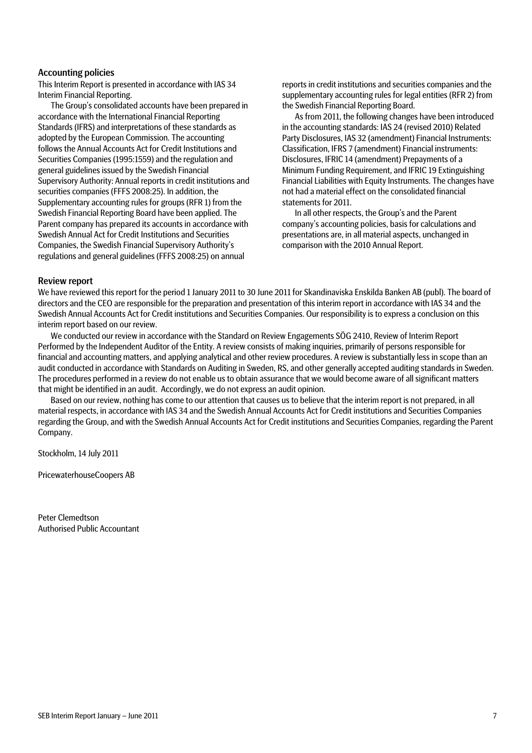## Accounting policies

This Interim Report is presented in accordance with IAS 34 Interim Financial Reporting.

The Group's consolidated accounts have been prepared in accordance with the International Financial Reporting Standards (IFRS) and interpretations of these standards as adopted by the European Commission. The accounting follows the Annual Accounts Act for Credit Institutions and Securities Companies (1995:1559) and the regulation and general guidelines issued by the Swedish Financial Supervisory Authority: Annual reports in credit institutions and securities companies (FFFS 2008:25). In addition, the Supplementary accounting rules for groups (RFR 1) from the Swedish Financial Reporting Board have been applied. The Parent company has prepared its accounts in accordance with Swedish Annual Act for Credit Institutions and Securities Companies, the Swedish Financial Supervisory Authority's regulations and general guidelines (FFFS 2008:25) on annual reports in credit institutions and securities companies and the supplementary accounting rules for legal entities (RFR 2) from the Swedish Financial Reporting Board.

As from 2011, the following changes have been introduced in the accounting standards: IAS 24 (revised 2010) Related Party Disclosures, IAS 32 (amendment) Financial Instruments: Classification, IFRS 7 (amendment) Financial instruments: Disclosures, IFRIC 14 (amendment) Prepayments of a Minimum Funding Requirement, and IFRIC 19 Extinguishing Financial Liabilities with Equity Instruments. The changes have not had a material effect on the consolidated financial statements for 2011.

In all other respects, the Group's and the Parent company's accounting policies, basis for calculations and presentations are, in all material aspects, unchanged in comparison with the 2010 Annual Report.

## Review report

We have reviewed this report for the period 1 January 2011 to 30 June 2011 for Skandinaviska Enskilda Banken AB (publ). The board of directors and the CEO are responsible for the preparation and presentation of this interim report in accordance with IAS 34 and the Swedish Annual Accounts Act for Credit institutions and Securities Companies. Our responsibility is to express a conclusion on this interim report based on our review.

We conducted our review in accordance with the Standard on Review Engagements SÖG 2410, Review of Interim Report Performed by the Independent Auditor of the Entity. A review consists of making inquiries, primarily of persons responsible for financial and accounting matters, and applying analytical and other review procedures. A review is substantially less in scope than an audit conducted in accordance with Standards on Auditing in Sweden, RS, and other generally accepted auditing standards in Sweden. The procedures performed in a review do not enable us to obtain assurance that we would become aware of all significant matters that might be identified in an audit. Accordingly, we do not express an audit opinion.

Based on our review, nothing has come to our attention that causes us to believe that the interim report is not prepared, in all material respects, in accordance with IAS 34 and the Swedish Annual Accounts Act for Credit institutions and Securities Companies regarding the Group, and with the Swedish Annual Accounts Act for Credit institutions and Securities Companies, regarding the Parent Company.

Stockholm, 14 July 2011

PricewaterhouseCoopers AB

Peter Clemedtson
Authorised Public Accountant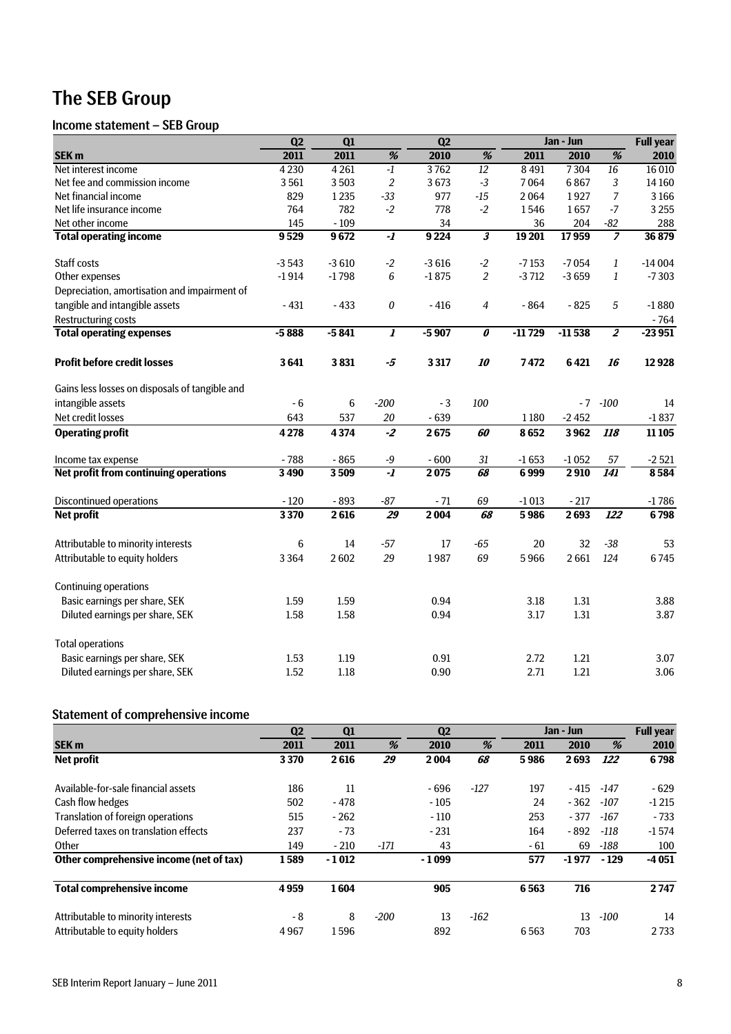# The SEB Group

## Income statement – SEB Group

| SEK m | Q2 2011 | Q1 2011 | % | Q2 2010 | % | Jan - Jun 2011 | Jan - Jun 2010 | % | Full year 2010 |
|---|---|---|---|---|---|---|---|---|---|
| Net interest income | 4 230 | 4 261 | -1 | 3 762 | 12 | 8 491 | 7 304 | 16 | 16 010 |
| Net fee and commission income | 3 561 | 3 503 | 2 | 3 673 | -3 | 7 064 | 6 867 | 3 | 14 160 |
| Net financial income | 829 | 1 235 | -33 | 977 | -15 | 2 064 | 1 927 | 7 | 3 166 |
| Net life insurance income | 764 | 782 | -2 | 778 | -2 | 1 546 | 1 657 | -7 | 3 255 |
| Net other income | 145 | - 109 | | 34 | | 36 | 204 | -82 | 288 |
| **Total operating income** | **9 529** | **9 672** | ***-1*** | **9 224** | ***3*** | **19 201** | **17 959** | ***7*** | **36 879** |
| Staff costs | -3 543 | -3 610 | -2 | -3 616 | -2 | -7 153 | -7 054 | 1 | -14 004 |
| Other expenses | -1 914 | -1 798 | 6 | -1 875 | 2 | -3 712 | -3 659 | 1 | -7 303 |
| Depreciation, amortisation and impairment of tangible and intangible assets | - 431 | - 433 | 0 | - 416 | 4 | - 864 | - 825 | 5 | -1 880 |
| Restructuring costs | | | | | | | | | - 764 |
| **Total operating expenses** | **-5 888** | **-5 841** | ***1*** | **-5 907** | ***0*** | **-11 729** | **-11 538** | ***2*** | **-23 951** |
| **Profit before credit losses** | **3 641** | **3 831** | ***-5*** | **3 317** | ***10*** | **7 472** | **6 421** | ***16*** | **12 928** |
| Gains less losses on disposals of tangible and intangible assets | - 6 | 6 | -200 | - 3 | 100 | | - 7 | -100 | 14 |
| Net credit losses | 643 | 537 | 20 | - 639 | | 1 180 | -2 452 | | -1 837 |
| **Operating profit** | **4 278** | **4 374** | ***-2*** | **2 675** | ***60*** | **8 652** | **3 962** | ***118*** | **11 105** |
| Income tax expense | - 788 | - 865 | -9 | - 600 | 31 | -1 653 | -1 052 | 57 | -2 521 |
| **Net profit from continuing operations** | **3 490** | **3 509** | ***-1*** | **2 075** | ***68*** | **6 999** | **2 910** | ***141*** | **8 584** |
| Discontinued operations | - 120 | - 893 | -87 | - 71 | 69 | -1 013 | - 217 | | -1 786 |
| **Net profit** | **3 370** | **2 616** | ***29*** | **2 004** | ***68*** | **5 986** | **2 693** | ***122*** | **6 798** |
| Attributable to minority interests | 6 | 14 | -57 | 17 | -65 | 20 | 32 | -38 | 53 |
| Attributable to equity holders | 3 364 | 2 602 | 29 | 1 987 | 69 | 5 966 | 2 661 | 124 | 6 745 |
| Continuing operations | | | | | | | | | |
| Basic earnings per share, SEK | 1.59 | 1.59 | | 0.94 | | 3.18 | 1.31 | | 3.88 |
| Diluted earnings per share, SEK | 1.58 | 1.58 | | 0.94 | | 3.17 | 1.31 | | 3.87 |
| Total operations | | | | | | | | | |
| Basic earnings per share, SEK | 1.53 | 1.19 | | 0.91 | | 2.72 | 1.21 | | 3.07 |
| Diluted earnings per share, SEK | 1.52 | 1.18 | | 0.90 | | 2.71 | 1.21 | | 3.06 |

## Statement of comprehensive income

| SEK m | Q2 2011 | Q1 2011 | % | Q2 2010 | % | Jan - Jun 2011 | Jan - Jun 2010 | % | Full year 2010 |
|---|---|---|---|---|---|---|---|---|---|
| **Net profit** | **3 370** | **2 616** | ***29*** | **2 004** | ***68*** | **5 986** | **2 693** | ***122*** | **6 798** |
| Available-for-sale financial assets | 186 | 11 | | - 696 | -127 | 197 | - 415 | -147 | - 629 |
| Cash flow hedges | 502 | - 478 | | - 105 | | 24 | - 362 | -107 | -1 215 |
| Translation of foreign operations | 515 | - 262 | | - 110 | | 253 | - 377 | -167 | - 733 |
| Deferred taxes on translation effects | 237 | - 73 | | - 231 | | 164 | - 892 | -118 | -1 574 |
| Other | 149 | - 210 | -171 | 43 | | - 61 | 69 | -188 | 100 |
| **Other comprehensive income (net of tax)** | **1 589** | **- 1 012** | | **- 1 099** | | **577** | **-1 977** | **- 129** | **-4 051** |
| **Total comprehensive income** | **4 959** | **1 604** | | **905** | | **6 563** | **716** | | **2 747** |
| Attributable to minority interests | - 8 | 8 | -200 | 13 | -162 | | 13 | -100 | 14 |
| Attributable to equity holders | 4 967 | 1 596 | | 892 | | 6 563 | 703 | | 2 733 |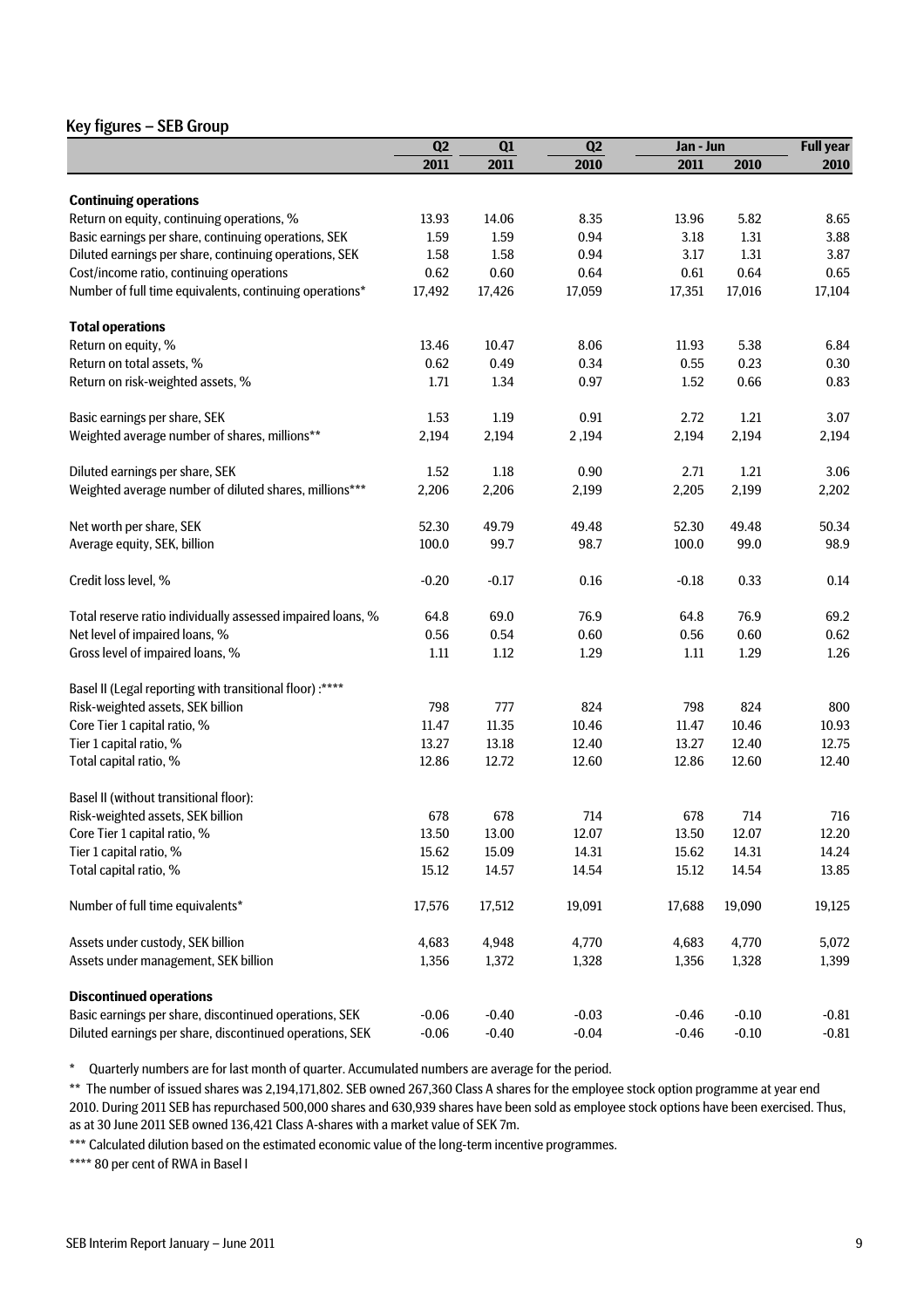## Key figures – SEB Group

| | Q2 | Q1 | Q2 | Jan - Jun | | Full year |
|---|---|---|---|---|---|---|
| | 2011 | 2011 | 2010 | 2011 | 2010 | 2010 |
| **Continuing operations** | | | | | | |
| Return on equity, continuing operations, % | 13.93 | 14.06 | 8.35 | 13.96 | 5.82 | 8.65 |
| Basic earnings per share, continuing operations, SEK | 1.59 | 1.59 | 0.94 | 3.18 | 1.31 | 3.88 |
| Diluted earnings per share, continuing operations, SEK | 1.58 | 1.58 | 0.94 | 3.17 | 1.31 | 3.87 |
| Cost/income ratio, continuing operations | 0.62 | 0.60 | 0.64 | 0.61 | 0.64 | 0.65 |
| Number of full time equivalents, continuing operations* | 17,492 | 17,426 | 17,059 | 17,351 | 17,016 | 17,104 |
| **Total operations** | | | | | | |
| Return on equity, % | 13.46 | 10.47 | 8.06 | 11.93 | 5.38 | 6.84 |
| Return on total assets, % | 0.62 | 0.49 | 0.34 | 0.55 | 0.23 | 0.30 |
| Return on risk-weighted assets, % | 1.71 | 1.34 | 0.97 | 1.52 | 0.66 | 0.83 |
| Basic earnings per share, SEK | 1.53 | 1.19 | 0.91 | 2.72 | 1.21 | 3.07 |
| Weighted average number of shares, millions** | 2,194 | 2,194 | 2 ,194 | 2,194 | 2,194 | 2,194 |
| Diluted earnings per share, SEK | 1.52 | 1.18 | 0.90 | 2.71 | 1.21 | 3.06 |
| Weighted average number of diluted shares, millions*** | 2,206 | 2,206 | 2,199 | 2,205 | 2,199 | 2,202 |
| Net worth per share, SEK | 52.30 | 49.79 | 49.48 | 52.30 | 49.48 | 50.34 |
| Average equity, SEK, billion | 100.0 | 99.7 | 98.7 | 100.0 | 99.0 | 98.9 |
| Credit loss level, % | -0.20 | -0.17 | 0.16 | -0.18 | 0.33 | 0.14 |
| Total reserve ratio individually assessed impaired loans, % | 64.8 | 69.0 | 76.9 | 64.8 | 76.9 | 69.2 |
| Net level of impaired loans, % | 0.56 | 0.54 | 0.60 | 0.56 | 0.60 | 0.62 |
| Gross level of impaired loans, % | 1.11 | 1.12 | 1.29 | 1.11 | 1.29 | 1.26 |
| Basel II (Legal reporting with transitional floor) :**** | | | | | | |
| Risk-weighted assets, SEK billion | 798 | 777 | 824 | 798 | 824 | 800 |
| Core Tier 1 capital ratio, % | 11.47 | 11.35 | 10.46 | 11.47 | 10.46 | 10.93 |
| Tier 1 capital ratio, % | 13.27 | 13.18 | 12.40 | 13.27 | 12.40 | 12.75 |
| Total capital ratio, % | 12.86 | 12.72 | 12.60 | 12.86 | 12.60 | 12.40 |
| Basel II (without transitional floor): | | | | | | |
| Risk-weighted assets, SEK billion | 678 | 678 | 714 | 678 | 714 | 716 |
| Core Tier 1 capital ratio, % | 13.50 | 13.00 | 12.07 | 13.50 | 12.07 | 12.20 |
| Tier 1 capital ratio, % | 15.62 | 15.09 | 14.31 | 15.62 | 14.31 | 14.24 |
| Total capital ratio, % | 15.12 | 14.57 | 14.54 | 15.12 | 14.54 | 13.85 |
| Number of full time equivalents* | 17,576 | 17,512 | 19,091 | 17,688 | 19,090 | 19,125 |
| Assets under custody, SEK billion | 4,683 | 4,948 | 4,770 | 4,683 | 4,770 | 5,072 |
| Assets under management, SEK billion | 1,356 | 1,372 | 1,328 | 1,356 | 1,328 | 1,399 |
| **Discontinued operations** | | | | | | |
| Basic earnings per share, discontinued operations, SEK | -0.06 | -0.40 | -0.03 | -0.46 | -0.10 | -0.81 |
| Diluted earnings per share, discontinued operations, SEK | -0.06 | -0.40 | -0.04 | -0.46 | -0.10 | -0.81 |

\* Quarterly numbers are for last month of quarter. Accumulated numbers are average for the period.

** The number of issued shares was 2,194,171,802. SEB owned 267,360 Class A shares for the employee stock option programme at year end 2010. During 2011 SEB has repurchased 500,000 shares and 630,939 shares have been sold as employee stock options have been exercised. Thus, as at 30 June 2011 SEB owned 136,421 Class A-shares with a market value of SEK 7m.

*** Calculated dilution based on the estimated economic value of the long-term incentive programmes.

**** 80 per cent of RWA in Basel I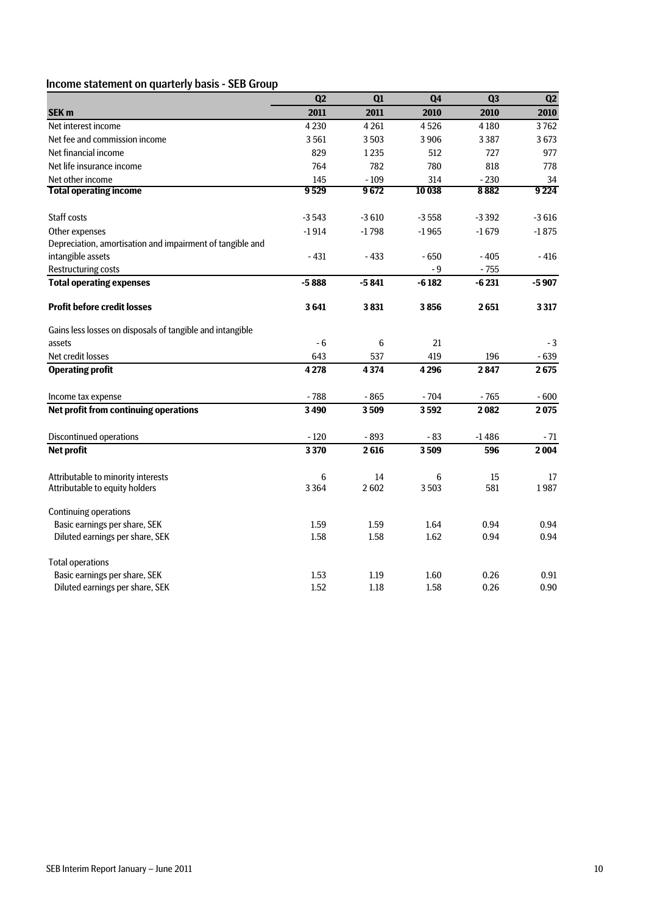## Income statement on quarterly basis - SEB Group

| SEK m | Q2 2011 | Q1 2011 | Q4 2010 | Q3 2010 | Q2 2010 |
|---|---|---|---|---|---|
| Net interest income | 4 230 | 4 261 | 4 526 | 4 180 | 3 762 |
| Net fee and commission income | 3 561 | 3 503 | 3 906 | 3 387 | 3 673 |
| Net financial income | 829 | 1 235 | 512 | 727 | 977 |
| Net life insurance income | 764 | 782 | 780 | 818 | 778 |
| Net other income | 145 | - 109 | 314 | - 230 | 34 |
| **Total operating income** | **9 529** | **9 672** | **10 038** | **8 882** | **9 224** |
| | | | | | |
| Staff costs | -3 543 | -3 610 | -3 558 | -3 392 | -3 616 |
| Other expenses | -1 914 | -1 798 | -1 965 | -1 679 | -1 875 |
| Depreciation, amortisation and impairment of tangible and intangible assets | - 431 | - 433 | - 650 | - 405 | - 416 |
| Restructuring costs | | | - 9 | - 755 | |
| **Total operating expenses** | **-5 888** | **-5 841** | **-6 182** | **-6 231** | **-5 907** |
| | | | | | |
| **Profit before credit losses** | **3 641** | **3 831** | **3 856** | **2 651** | **3 317** |
| | | | | | |
| Gains less losses on disposals of tangible and intangible assets | - 6 | 6 | 21 | | - 3 |
| Net credit losses | 643 | 537 | 419 | 196 | - 639 |
| **Operating profit** | **4 278** | **4 374** | **4 296** | **2 847** | **2 675** |
| | | | | | |
| Income tax expense | - 788 | - 865 | - 704 | - 765 | - 600 |
| **Net profit from continuing operations** | **3 490** | **3 509** | **3 592** | **2 082** | **2 075** |
| | | | | | |
| Discontinued operations | - 120 | - 893 | - 83 | -1 486 | - 71 |
| **Net profit** | **3 370** | **2 616** | **3 509** | **596** | **2 004** |
| | | | | | |
| Attributable to minority interests | 6 | 14 | 6 | 15 | 17 |
| Attributable to equity holders | 3 364 | 2 602 | 3 503 | 581 | 1 987 |
| | | | | | |
| Continuing operations | | | | | |
| Basic earnings per share, SEK | 1.59 | 1.59 | 1.64 | 0.94 | 0.94 |
| Diluted earnings per share, SEK | 1.58 | 1.58 | 1.62 | 0.94 | 0.94 |
| | | | | | |
| Total operations | | | | | |
| Basic earnings per share, SEK | 1.53 | 1.19 | 1.60 | 0.26 | 0.91 |
| Diluted earnings per share, SEK | 1.52 | 1.18 | 1.58 | 0.26 | 0.90 |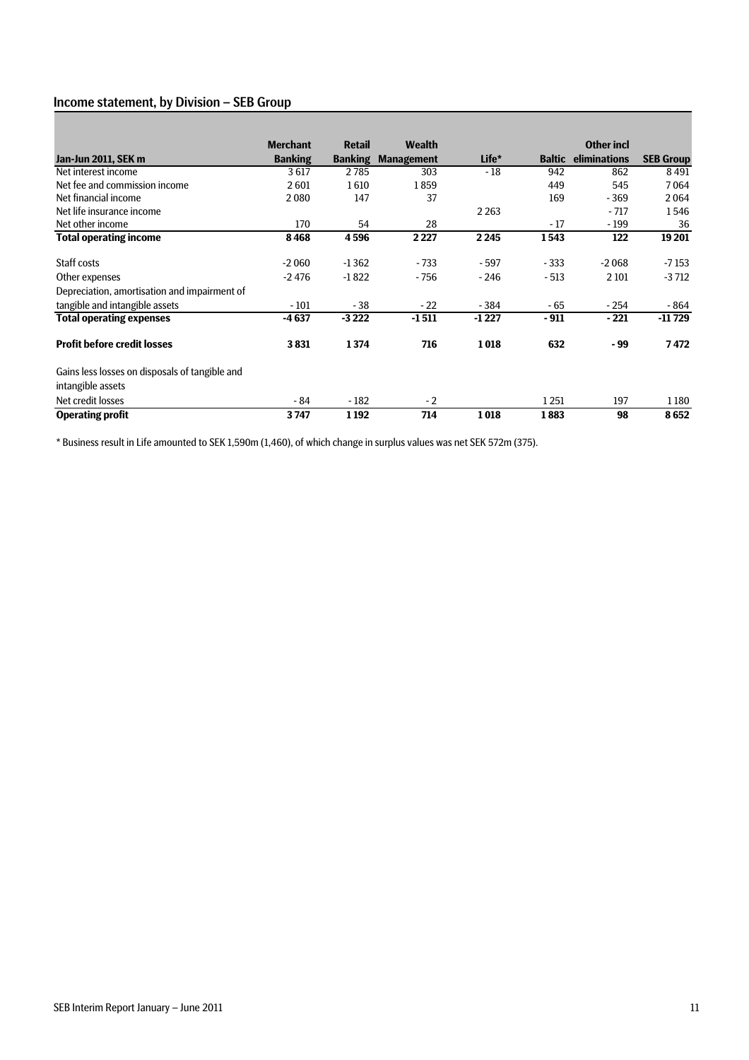## Income statement, by Division – SEB Group

| Jan-Jun 2011, SEK m | Merchant Banking | Retail Banking | Wealth Management | Life* | Baltic | Other incl eliminations | SEB Group |
|---|---|---|---|---|---|---|---|
| Net interest income | 3 617 | 2 785 | 303 | - 18 | 942 | 862 | 8 491 |
| Net fee and commission income | 2 601 | 1 610 | 1 859 | | 449 | 545 | 7 064 |
| Net financial income | 2 080 | 147 | 37 | | 169 | - 369 | 2 064 |
| Net life insurance income | | | | 2 263 | | - 717 | 1 546 |
| Net other income | 170 | 54 | 28 | | - 17 | - 199 | 36 |
| **Total operating income** | **8 468** | **4 596** | **2 227** | **2 245** | **1 543** | **122** | **19 201** |
| Staff costs | -2 060 | -1 362 | - 733 | - 597 | - 333 | -2 068 | -7 153 |
| Other expenses | -2 476 | -1 822 | - 756 | - 246 | - 513 | 2 101 | -3 712 |
| Depreciation, amortisation and impairment of tangible and intangible assets | - 101 | - 38 | - 22 | - 384 | - 65 | - 254 | - 864 |
| **Total operating expenses** | **-4 637** | **-3 222** | **-1 511** | **-1 227** | **- 911** | **- 221** | **-11 729** |
| **Profit before credit losses** | **3 831** | **1 374** | **716** | **1 018** | **632** | **- 99** | **7 472** |
| Gains less losses on disposals of tangible and intangible assets | | | | | | | |
| Net credit losses | - 84 | - 182 | - 2 | | 1 251 | 197 | 1 180 |
| **Operating profit** | **3 747** | **1 192** | **714** | **1 018** | **1 883** | **98** | **8 652** |

\* Business result in Life amounted to SEK 1,590m (1,460), of which change in surplus values was net SEK 572m (375).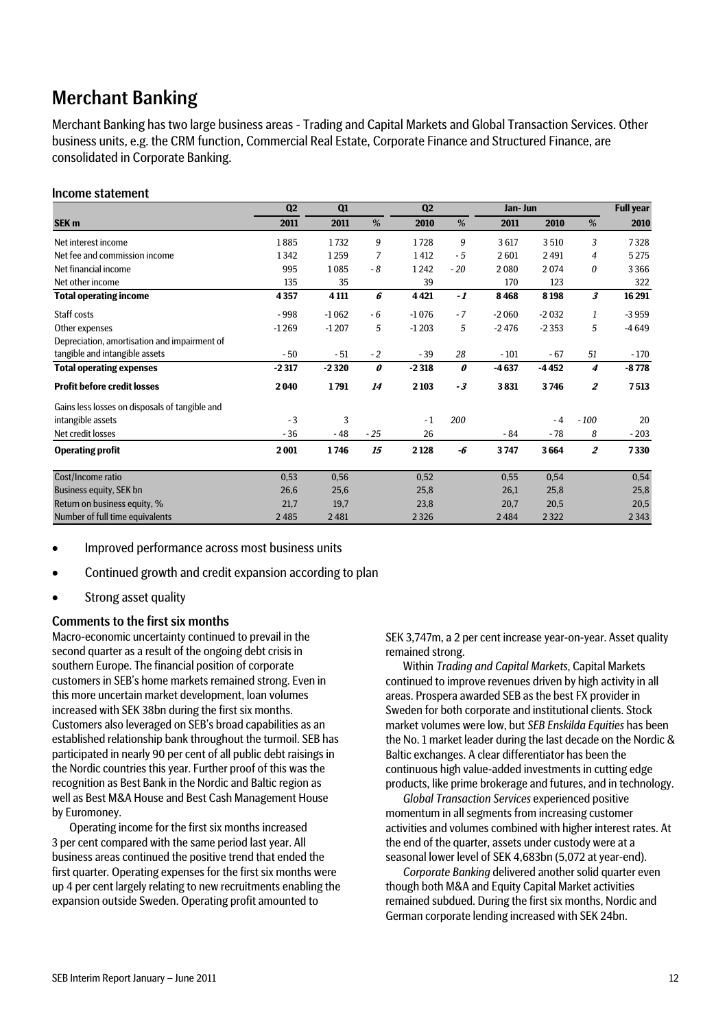# Merchant Banking

Merchant Banking has two large business areas - Trading and Capital Markets and Global Transaction Services. Other business units, e.g. the CRM function, Commercial Real Estate, Corporate Finance and Structured Finance, are consolidated in Corporate Banking.

## Income statement

| | Q2 | Q1 | | Q2 | | Jan- Jun | | | Full year |
|---|---|---|---|---|---|---|---|---|---|
| **SEK m** | **2011** | **2011** | *%* | **2010** | *%* | **2011** | **2010** | *%* | **2010** |
| Net interest income | 1 885 | 1 732 | *9* | 1 728 | *9* | 3 617 | 3 510 | *3* | 7 328 |
| Net fee and commission income | 1 342 | 1 259 | *7* | 1 412 | *- 5* | 2 601 | 2 491 | *4* | 5 275 |
| Net financial income | 995 | 1 085 | *- 8* | 1 242 | *- 20* | 2 080 | 2 074 | *0* | 3 366 |
| Net other income | 135 | 35 | | 39 | | 170 | 123 | | 322 |
| **Total operating income** | **4 357** | **4 111** | ***6*** | **4 421** | ***- 1*** | **8 468** | **8 198** | ***3*** | **16 291** |
| Staff costs | - 998 | -1 062 | *- 6* | -1 076 | *- 7* | -2 060 | -2 032 | *1* | -3 959 |
| Other expenses | -1 269 | -1 207 | *5* | -1 203 | *5* | -2 476 | -2 353 | *5* | -4 649 |
| Depreciation, amortisation and impairment of tangible and intangible assets | - 50 | - 51 | *- 2* | - 39 | *28* | - 101 | - 67 | *51* | - 170 |
| **Total operating expenses** | **-2 317** | **-2 320** | ***0*** | **-2 318** | ***0*** | **-4 637** | **-4 452** | ***4*** | **-8 778** |
| **Profit before credit losses** | **2 040** | **1 791** | ***14*** | **2 103** | ***- 3*** | **3 831** | **3 746** | ***2*** | **7 513** |
| Gains less losses on disposals of tangible and intangible assets | - 3 | 3 | | - 1 | *200* | | - 4 | *- 100* | 20 |
| Net credit losses | - 36 | - 48 | *- 25* | 26 | | - 84 | - 78 | *8* | - 203 |
| **Operating profit** | **2 001** | **1 746** | ***15*** | **2 128** | ***-6*** | **3 747** | **3 664** | ***2*** | **7 330** |
| Cost/Income ratio | 0,53 | 0,56 | | 0,52 | | 0,55 | 0,54 | | 0,54 |
| Business equity, SEK bn | 26,6 | 25,6 | | 25,8 | | 26,1 | 25,8 | | 25,8 |
| Return on business equity, % | 21,7 | 19,7 | | 23,8 | | 20,7 | 20,5 | | 20,5 |
| Number of full time equivalents | 2 485 | 2 481 | | 2 326 | | 2 484 | 2 322 | | 2 343 |

- Improved performance across most business units
- Continued growth and credit expansion according to plan
- Strong asset quality

## Comments to the first six months

Macro-economic uncertainty continued to prevail in the second quarter as a result of the ongoing debt crisis in southern Europe. The financial position of corporate customers in SEB's home markets remained strong. Even in this more uncertain market development, loan volumes increased with SEK 38bn during the first six months. Customers also leveraged on SEB's broad capabilities as an established relationship bank throughout the turmoil. SEB has participated in nearly 90 per cent of all public debt raisings in the Nordic countries this year. Further proof of this was the recognition as Best Bank in the Nordic and Baltic region as well as Best M&A House and Best Cash Management House by Euromoney.

Operating income for the first six months increased 3 per cent compared with the same period last year. All business areas continued the positive trend that ended the first quarter. Operating expenses for the first six months were up 4 per cent largely relating to new recruitments enabling the expansion outside Sweden. Operating profit amounted to SEK 3,747m, a 2 per cent increase year-on-year. Asset quality remained strong.

Within *Trading and Capital Markets*, Capital Markets continued to improve revenues driven by high activity in all areas. Prospera awarded SEB as the best FX provider in Sweden for both corporate and institutional clients. Stock market volumes were low, but *SEB Enskilda Equities* has been the No. 1 market leader during the last decade on the Nordic & Baltic exchanges. A clear differentiator has been the continuous high value-added investments in cutting edge products, like prime brokerage and futures, and in technology.

*Global Transaction Services* experienced positive momentum in all segments from increasing customer activities and volumes combined with higher interest rates. At the end of the quarter, assets under custody were at a seasonal lower level of SEK 4,683bn (5,072 at year-end).

*Corporate Banking* delivered another solid quarter even though both M&A and Equity Capital Market activities remained subdued. During the first six months, Nordic and German corporate lending increased with SEK 24bn.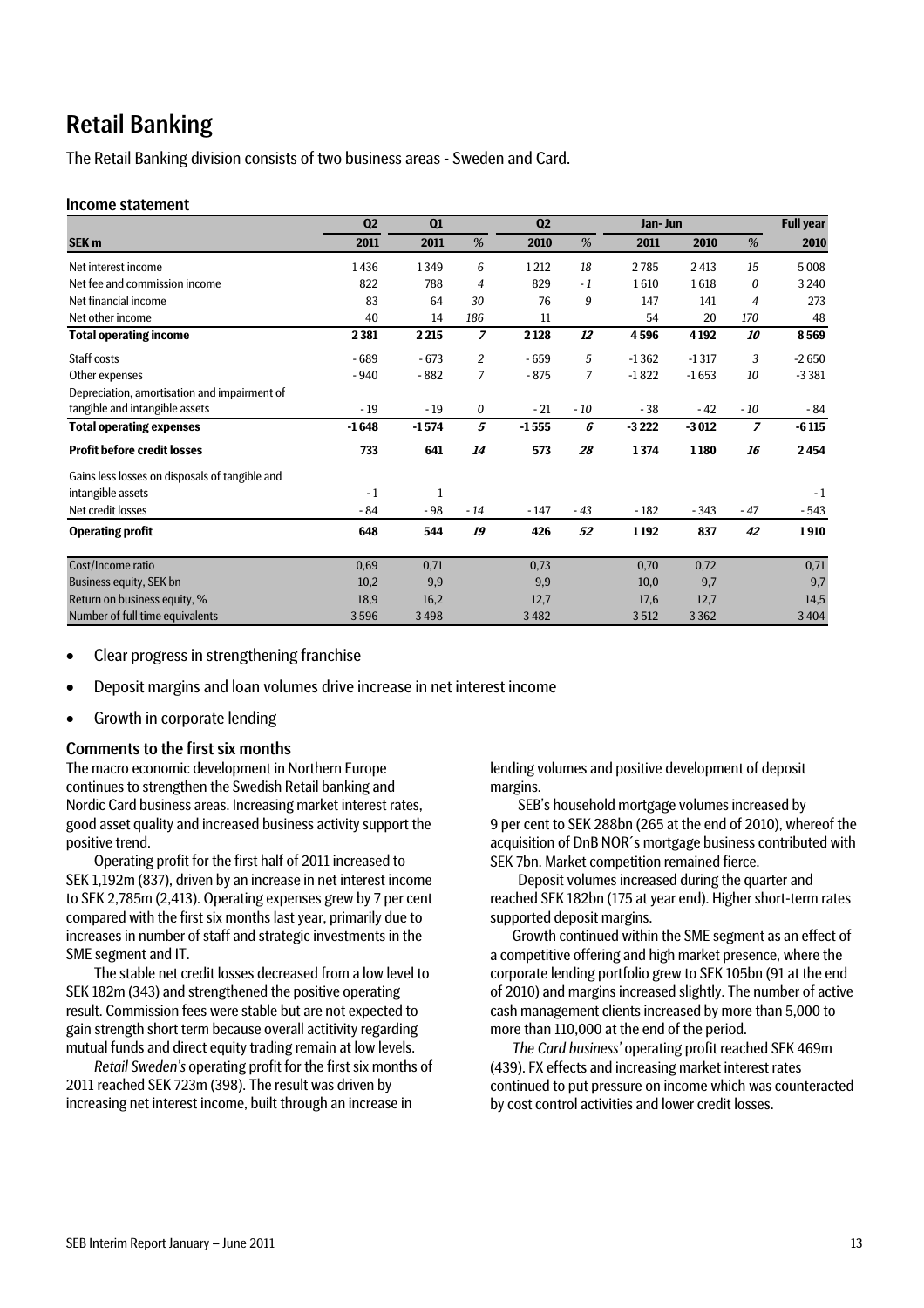# Retail Banking

The Retail Banking division consists of two business areas - Sweden and Card.

### Income statement

| | Q2 | Q1 | | Q2 | | Jan- Jun | | | Full year |
|---|---|---|---|---|---|---|---|---|---|
| **SEK m** | **2011** | **2011** | *%* | **2010** | *%* | **2011** | **2010** | *%* | **2010** |
| Net interest income | 1 436 | 1 349 | *6* | 1 212 | *18* | 2 785 | 2 413 | *15* | 5 008 |
| Net fee and commission income | 822 | 788 | *4* | 829 | *- 1* | 1 610 | 1 618 | *0* | 3 240 |
| Net financial income | 83 | 64 | *30* | 76 | *9* | 147 | 141 | *4* | 273 |
| Net other income | 40 | 14 | *186* | 11 | | 54 | 20 | *170* | 48 |
| **Total operating income** | **2 381** | **2 215** | ***7*** | **2 128** | ***12*** | **4 596** | **4 192** | ***10*** | **8 569** |
| Staff costs | - 689 | - 673 | *2* | - 659 | *5* | -1 362 | -1 317 | *3* | -2 650 |
| Other expenses | - 940 | - 882 | *7* | - 875 | *7* | -1 822 | -1 653 | *10* | -3 381 |
| Depreciation, amortisation and impairment of tangible and intangible assets | - 19 | - 19 | *0* | - 21 | *- 10* | - 38 | - 42 | *- 10* | - 84 |
| **Total operating expenses** | **-1 648** | **-1 574** | ***5*** | **-1 555** | ***6*** | **-3 222** | **-3 012** | ***7*** | **-6 115** |
| **Profit before credit losses** | **733** | **641** | ***14*** | **573** | ***28*** | **1 374** | **1 180** | ***16*** | **2 454** |
| Gains less losses on disposals of tangible and intangible assets | - 1 | 1 | | | | | | | - 1 |
| Net credit losses | - 84 | - 98 | *- 14* | - 147 | *- 43* | - 182 | - 343 | *- 47* | - 543 |
| **Operating profit** | **648** | **544** | ***19*** | **426** | ***52*** | **1 192** | **837** | ***42*** | **1 910** |
| Cost/Income ratio | 0,69 | 0,71 | | 0,73 | | 0,70 | 0,72 | | 0,71 |
| Business equity, SEK bn | 10,2 | 9,9 | | 9,9 | | 10,0 | 9,7 | | 9,7 |
| Return on business equity, % | 18,9 | 16,2 | | 12,7 | | 17,6 | 12,7 | | 14,5 |
| Number of full time equivalents | 3 596 | 3 498 | | 3 482 | | 3 512 | 3 362 | | 3 404 |

- Clear progress in strengthening franchise
- Deposit margins and loan volumes drive increase in net interest income
- Growth in corporate lending

### Comments to the first six months

The macro economic development in Northern Europe continues to strengthen the Swedish Retail banking and Nordic Card business areas. Increasing market interest rates, good asset quality and increased business activity support the positive trend.

Operating profit for the first half of 2011 increased to SEK 1,192m (837), driven by an increase in net interest income to SEK 2,785m (2,413). Operating expenses grew by 7 per cent compared with the first six months last year, primarily due to increases in number of staff and strategic investments in the SME segment and IT.

The stable net credit losses decreased from a low level to SEK 182m (343) and strengthened the positive operating result. Commission fees were stable but are not expected to gain strength short term because overall actitivity regarding mutual funds and direct equity trading remain at low levels.

*Retail Sweden's* operating profit for the first six months of 2011 reached SEK 723m (398). The result was driven by increasing net interest income, built through an increase in lending volumes and positive development of deposit margins.

SEB's household mortgage volumes increased by 9 per cent to SEK 288bn (265 at the end of 2010), whereof the acquisition of DnB NOR´s mortgage business contributed with SEK 7bn. Market competition remained fierce.

Deposit volumes increased during the quarter and reached SEK 182bn (175 at year end). Higher short-term rates supported deposit margins.

Growth continued within the SME segment as an effect of a competitive offering and high market presence, where the corporate lending portfolio grew to SEK 105bn (91 at the end of 2010) and margins increased slightly. The number of active cash management clients increased by more than 5,000 to more than 110,000 at the end of the period.

*The Card business'* operating profit reached SEK 469m (439). FX effects and increasing market interest rates continued to put pressure on income which was counteracted by cost control activities and lower credit losses.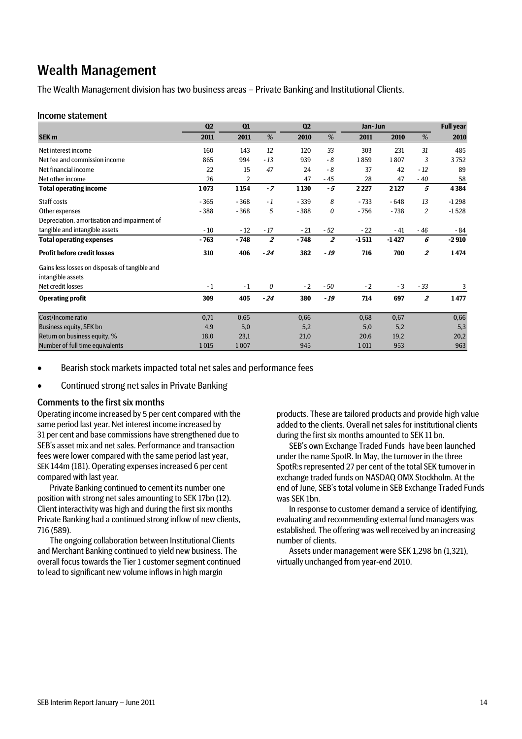# Wealth Management

The Wealth Management division has two business areas – Private Banking and Institutional Clients.

## Income statement

| SEK m | Q2 2011 | Q1 2011 | % | Q2 2010 | % | Jan-Jun 2011 | Jan-Jun 2010 | % | Full year 2010 |
|---|---|---|---|---|---|---|---|---|---|
| Net interest income | 160 | 143 | 12 | 120 | 33 | 303 | 231 | 31 | 485 |
| Net fee and commission income | 865 | 994 | -13 | 939 | -8 | 1 859 | 1 807 | 3 | 3 752 |
| Net financial income | 22 | 15 | 47 | 24 | -8 | 37 | 42 | -12 | 89 |
| Net other income | 26 | 2 | | 47 | -45 | 28 | 47 | -40 | 58 |
| **Total operating income** | **1 073** | **1 154** | ***-7*** | **1 130** | ***-5*** | **2 227** | **2 127** | ***5*** | **4 384** |
| Staff costs | -365 | -368 | -1 | -339 | 8 | -733 | -648 | 13 | -1 298 |
| Other expenses | -388 | -368 | 5 | -388 | 0 | -756 | -738 | 2 | -1 528 |
| Depreciation, amortisation and impairment of tangible and intangible assets | -10 | -12 | -17 | -21 | -52 | -22 | -41 | -46 | -84 |
| **Total operating expenses** | **-763** | **-748** | ***2*** | **-748** | ***2*** | **-1 511** | **-1 427** | ***6*** | **-2 910** |
| **Profit before credit losses** | **310** | **406** | ***-24*** | **382** | ***-19*** | **716** | **700** | ***2*** | **1 474** |
| Gains less losses on disposals of tangible and intangible assets | | | | | | | | | |
| Net credit losses | -1 | -1 | 0 | -2 | -50 | -2 | -3 | -33 | 3 |
| **Operating profit** | **309** | **405** | ***-24*** | **380** | ***-19*** | **714** | **697** | ***2*** | **1 477** |
| Cost/Income ratio | 0,71 | 0,65 | | 0,66 | | 0,68 | 0,67 | | 0,66 |
| Business equity, SEK bn | 4,9 | 5,0 | | 5,2 | | 5,0 | 5,2 | | 5,3 |
| Return on business equity, % | 18,0 | 23,1 | | 21,0 | | 20,6 | 19,2 | | 20,2 |
| Number of full time equivalents | 1 015 | 1 007 | | 945 | | 1 011 | 953 | | 963 |

- Bearish stock markets impacted total net sales and performance fees
- Continued strong net sales in Private Banking

## Comments to the first six months

Operating income increased by 5 per cent compared with the same period last year. Net interest income increased by 31 per cent and base commissions have strengthened due to SEB's asset mix and net sales. Performance and transaction fees were lower compared with the same period last year, SEK 144m (181). Operating expenses increased 6 per cent compared with last year.

Private Banking continued to cement its number one position with strong net sales amounting to SEK 17bn (12). Client interactivity was high and during the first six months Private Banking had a continued strong inflow of new clients, 716 (589).

The ongoing collaboration between Institutional Clients and Merchant Banking continued to yield new business. The overall focus towards the Tier 1 customer segment continued to lead to significant new volume inflows in high margin products. These are tailored products and provide high value added to the clients. Overall net sales for institutional clients during the first six months amounted to SEK 11 bn.

SEB's own Exchange Traded Funds have been launched under the name SpotR. In May, the turnover in the three SpotR:s represented 27 per cent of the total SEK turnover in exchange traded funds on NASDAQ OMX Stockholm. At the end of June, SEB's total volume in SEB Exchange Traded Funds was SEK 1bn.

In response to customer demand a service of identifying, evaluating and recommending external fund managers was established. The offering was well received by an increasing number of clients.

Assets under management were SEK 1,298 bn (1,321), virtually unchanged from year-end 2010.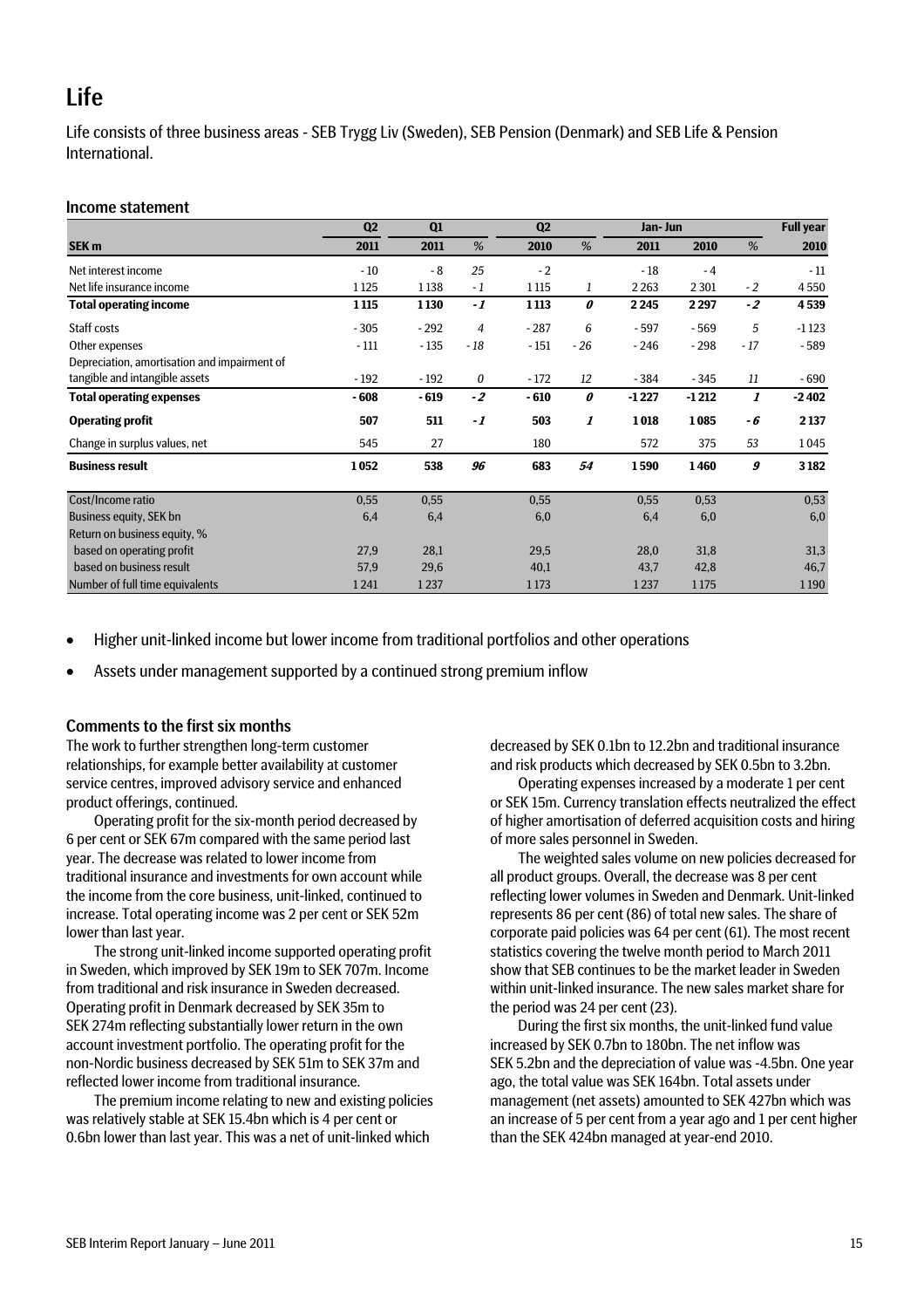# Life

Life consists of three business areas - SEB Trygg Liv (Sweden), SEB Pension (Denmark) and SEB Life & Pension International.

## Income statement

| | Q2 | Q1 | | Q2 | | Jan- Jun | | | Full year |
|---|---|---|---|---|---|---|---|---|---|
| **SEK m** | **2011** | **2011** | *%* | **2010** | *%* | **2011** | **2010** | *%* | **2010** |
| Net interest income | - 10 | - 8 | *25* | - 2 | | - 18 | - 4 | | - 11 |
| Net life insurance income | 1 125 | 1 138 | *- 1* | 1 115 | *1* | 2 263 | 2 301 | *- 2* | 4 550 |
| **Total operating income** | **1 115** | **1 130** | ***- 1*** | **1 113** | ***0*** | **2 245** | **2 297** | ***- 2*** | **4 539** |
| Staff costs | - 305 | - 292 | *4* | - 287 | *6* | - 597 | - 569 | *5* | -1 123 |
| Other expenses | - 111 | - 135 | *- 18* | - 151 | *- 26* | - 246 | - 298 | *- 17* | - 589 |
| Depreciation, amortisation and impairment of tangible and intangible assets | - 192 | - 192 | *0* | - 172 | *12* | - 384 | - 345 | *11* | - 690 |
| **Total operating expenses** | **- 608** | **- 619** | ***- 2*** | **- 610** | ***0*** | **-1 227** | **-1 212** | ***1*** | **-2 402** |
| **Operating profit** | **507** | **511** | ***- 1*** | **503** | ***1*** | **1 018** | **1 085** | ***- 6*** | **2 137** |
| Change in surplus values, net | 545 | 27 | | 180 | | 572 | 375 | *53* | 1 045 |
| **Business result** | **1 052** | **538** | ***96*** | **683** | ***54*** | **1 590** | **1 460** | ***9*** | **3 182** |
| Cost/Income ratio | 0,55 | 0,55 | | 0,55 | | 0,55 | 0,53 | | 0,53 |
| Business equity, SEK bn | 6,4 | 6,4 | | 6,0 | | 6,4 | 6,0 | | 6,0 |
| Return on business equity, % | | | | | | | | | |
| based on operating profit | 27,9 | 28,1 | | 29,5 | | 28,0 | 31,8 | | 31,3 |
| based on business result | 57,9 | 29,6 | | 40,1 | | 43,7 | 42,8 | | 46,7 |
| Number of full time equivalents | 1 241 | 1 237 | | 1 173 | | 1 237 | 1 175 | | 1 190 |

- Higher unit-linked income but lower income from traditional portfolios and other operations
- Assets under management supported by a continued strong premium inflow

## Comments to the first six months

The work to further strengthen long-term customer relationships, for example better availability at customer service centres, improved advisory service and enhanced product offerings, continued.

Operating profit for the six-month period decreased by 6 per cent or SEK 67m compared with the same period last year. The decrease was related to lower income from traditional insurance and investments for own account while the income from the core business, unit-linked, continued to increase. Total operating income was 2 per cent or SEK 52m lower than last year.

The strong unit-linked income supported operating profit in Sweden, which improved by SEK 19m to SEK 707m. Income from traditional and risk insurance in Sweden decreased. Operating profit in Denmark decreased by SEK 35m to SEK 274m reflecting substantially lower return in the own account investment portfolio. The operating profit for the non-Nordic business decreased by SEK 51m to SEK 37m and reflected lower income from traditional insurance.

The premium income relating to new and existing policies was relatively stable at SEK 15.4bn which is 4 per cent or 0.6bn lower than last year. This was a net of unit-linked which decreased by SEK 0.1bn to 12.2bn and traditional insurance and risk products which decreased by SEK 0.5bn to 3.2bn.

Operating expenses increased by a moderate 1 per cent or SEK 15m. Currency translation effects neutralized the effect of higher amortisation of deferred acquisition costs and hiring of more sales personnel in Sweden.

The weighted sales volume on new policies decreased for all product groups. Overall, the decrease was 8 per cent reflecting lower volumes in Sweden and Denmark. Unit-linked represents 86 per cent (86) of total new sales. The share of corporate paid policies was 64 per cent (61). The most recent statistics covering the twelve month period to March 2011 show that SEB continues to be the market leader in Sweden within unit-linked insurance. The new sales market share for the period was 24 per cent (23).

During the first six months, the unit-linked fund value increased by SEK 0.7bn to 180bn. The net inflow was SEK 5.2bn and the depreciation of value was -4.5bn. One year ago, the total value was SEK 164bn. Total assets under management (net assets) amounted to SEK 427bn which was an increase of 5 per cent from a year ago and 1 per cent higher than the SEK 424bn managed at year-end 2010.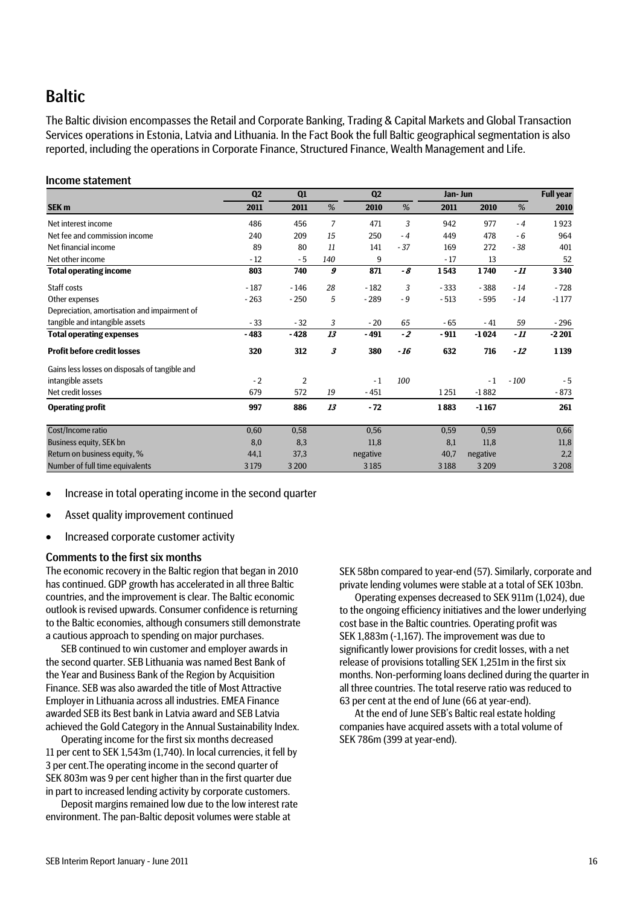# Baltic

The Baltic division encompasses the Retail and Corporate Banking, Trading & Capital Markets and Global Transaction Services operations in Estonia, Latvia and Lithuania. In the Fact Book the full Baltic geographical segmentation is also reported, including the operations in Corporate Finance, Structured Finance, Wealth Management and Life.

## Income statement

| | Q2 | Q1 | | Q2 | | Jan- Jun | | | Full year |
|---|---|---|---|---|---|---|---|---|---|
| **SEK m** | **2011** | **2011** | *%* | **2010** | *%* | **2011** | **2010** | *%* | **2010** |
| Net interest income | 486 | 456 | *7* | 471 | *3* | 942 | 977 | *- 4* | 1 923 |
| Net fee and commission income | 240 | 209 | *15* | 250 | *- 4* | 449 | 478 | *- 6* | 964 |
| Net financial income | 89 | 80 | *11* | 141 | *- 37* | 169 | 272 | *- 38* | 401 |
| Net other income | - 12 | - 5 | *140* | 9 | | - 17 | 13 | | 52 |
| **Total operating income** | **803** | **740** | ***9*** | **871** | ***- 8*** | **1 543** | **1 740** | ***- 11*** | **3 340** |
| Staff costs | - 187 | - 146 | *28* | - 182 | *3* | - 333 | - 388 | *- 14* | - 728 |
| Other expenses | - 263 | - 250 | *5* | - 289 | *- 9* | - 513 | - 595 | *- 14* | -1 177 |
| Depreciation, amortisation and impairment of tangible and intangible assets | - 33 | - 32 | *3* | - 20 | *65* | - 65 | - 41 | *59* | - 296 |
| **Total operating expenses** | **- 483** | **- 428** | ***13*** | **- 491** | ***- 2*** | **- 911** | **-1 024** | ***- 11*** | **-2 201** |
| **Profit before credit losses** | **320** | **312** | ***3*** | **380** | ***- 16*** | **632** | **716** | ***- 12*** | **1 139** |
| Gains less losses on disposals of tangible and intangible assets | - 2 | 2 | | - 1 | *100* | | - 1 | *- 100* | - 5 |
| Net credit losses | 679 | 572 | *19* | - 451 | | 1 251 | -1 882 | | - 873 |
| **Operating profit** | **997** | **886** | ***13*** | **- 72** | | **1 883** | **-1 167** | | **261** |
| Cost/Income ratio | 0,60 | 0,58 | | 0,56 | | 0,59 | 0,59 | | 0,66 |
| Business equity, SEK bn | 8,0 | 8,3 | | 11,8 | | 8,1 | 11,8 | | 11,8 |
| Return on business equity, % | 44,1 | 37,3 | | negative | | 40,7 | negative | | 2,2 |
| Number of full time equivalents | 3 179 | 3 200 | | 3 185 | | 3 188 | 3 209 | | 3 208 |

- Increase in total operating income in the second quarter
- Asset quality improvement continued
- Increased corporate customer activity

## Comments to the first six months

The economic recovery in the Baltic region that began in 2010 has continued. GDP growth has accelerated in all three Baltic countries, and the improvement is clear. The Baltic economic outlook is revised upwards. Consumer confidence is returning to the Baltic economies, although consumers still demonstrate a cautious approach to spending on major purchases.

SEB continued to win customer and employer awards in the second quarter. SEB Lithuania was named Best Bank of the Year and Business Bank of the Region by Acquisition Finance. SEB was also awarded the title of Most Attractive Employer in Lithuania across all industries. EMEA Finance awarded SEB its Best bank in Latvia award and SEB Latvia achieved the Gold Category in the Annual Sustainability Index.

Operating income for the first six months decreased 11 per cent to SEK 1,543m (1,740). In local currencies, it fell by 3 per cent.The operating income in the second quarter of SEK 803m was 9 per cent higher than in the first quarter due in part to increased lending activity by corporate customers.

Deposit margins remained low due to the low interest rate environment. The pan-Baltic deposit volumes were stable at SEK 58bn compared to year-end (57). Similarly, corporate and private lending volumes were stable at a total of SEK 103bn.

Operating expenses decreased to SEK 911m (1,024), due to the ongoing efficiency initiatives and the lower underlying cost base in the Baltic countries. Operating profit was SEK 1,883m (-1,167). The improvement was due to significantly lower provisions for credit losses, with a net release of provisions totalling SEK 1,251m in the first six months. Non-performing loans declined during the quarter in all three countries. The total reserve ratio was reduced to 63 per cent at the end of June (66 at year-end).

At the end of June SEB's Baltic real estate holding companies have acquired assets with a total volume of SEK 786m (399 at year-end).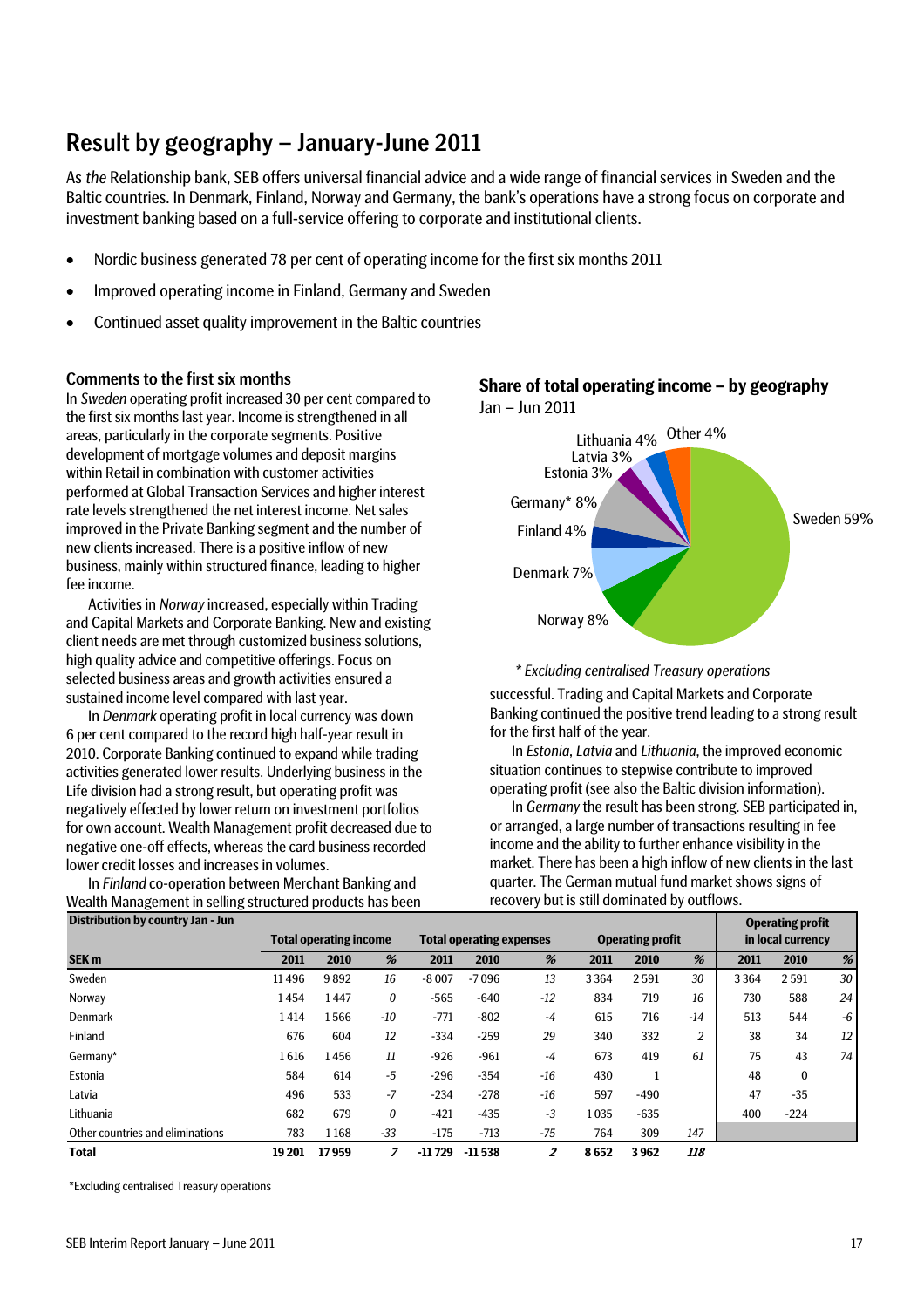# Result by geography – January-June 2011

As *the* Relationship bank, SEB offers universal financial advice and a wide range of financial services in Sweden and the Baltic countries. In Denmark, Finland, Norway and Germany, the bank's operations have a strong focus on corporate and investment banking based on a full-service offering to corporate and institutional clients.

- Nordic business generated 78 per cent of operating income for the first six months 2011
- Improved operating income in Finland, Germany and Sweden
- Continued asset quality improvement in the Baltic countries

### Comments to the first six months

In *Sweden* operating profit increased 30 per cent compared to the first six months last year. Income is strengthened in all areas, particularly in the corporate segments. Positive development of mortgage volumes and deposit margins within Retail in combination with customer activities performed at Global Transaction Services and higher interest rate levels strengthened the net interest income. Net sales improved in the Private Banking segment and the number of new clients increased. There is a positive inflow of new business, mainly within structured finance, leading to higher fee income.

Activities in *Norway* increased, especially within Trading and Capital Markets and Corporate Banking. New and existing client needs are met through customized business solutions, high quality advice and competitive offerings. Focus on selected business areas and growth activities ensured a sustained income level compared with last year.

In *Denmark* operating profit in local currency was down 6 per cent compared to the record high half-year result in 2010. Corporate Banking continued to expand while trading activities generated lower results. Underlying business in the Life division had a strong result, but operating profit was negatively effected by lower return on investment portfolios for own account. Wealth Management profit decreased due to negative one-off effects, whereas the card business recorded lower credit losses and increases in volumes.

In *Finland* co-operation between Merchant Banking and Wealth Management in selling structured products has been successful. Trading and Capital Markets and Corporate Banking continued the positive trend leading to a strong result for the first half of the year.

In *Estonia*, *Latvia* and *Lithuania*, the improved economic situation continues to stepwise contribute to improved operating profit (see also the Baltic division information).

In *Germany* the result has been strong. SEB participated in, or arranged, a large number of transactions resulting in fee income and the ability to further enhance visibility in the market. There has been a high inflow of new clients in the last quarter. The German mutual fund market shows signs of recovery but is still dominated by outflows.

### Share of total operating income – by geography

Jan – Jun 2011

Sweden 59%, Norway 8%, Denmark 7%, Finland 4%, Germany* 8%, Estonia 3%, Latvia 3%, Lithuania 4%, Other 4%

*\* Excluding centralised Treasury operations*

**Distribution by country Jan - Jun**

| SEK m | Total operating income | | | Total operating expenses | | | Operating profit | | | Operating profit in local currency | | |
|---|---|---|---|---|---|---|---|---|---|---|---|---|
| | **2011** | **2010** | **%** | **2011** | **2010** | **%** | **2011** | **2010** | **%** | **2011** | **2010** | **%** |
| Sweden | 11 496 | 9 892 | *16* | -8 007 | -7 096 | *13* | 3 364 | 2 591 | *30* | 3 364 | 2 591 | *30* |
| Norway | 1 454 | 1 447 | *0* | -565 | -640 | *-12* | 834 | 719 | *16* | 730 | 588 | *24* |
| Denmark | 1 414 | 1 566 | *-10* | -771 | -802 | *-4* | 615 | 716 | *-14* | 513 | 544 | *-6* |
| Finland | 676 | 604 | *12* | -334 | -259 | *29* | 340 | 332 | *2* | 38 | 34 | *12* |
| Germany* | 1 616 | 1 456 | *11* | -926 | -961 | *-4* | 673 | 419 | *61* | 75 | 43 | *74* |
| Estonia | 584 | 614 | *-5* | -296 | -354 | *-16* | 430 | 1 | | 48 | 0 | |
| Latvia | 496 | 533 | *-7* | -234 | -278 | *-16* | 597 | -490 | | 47 | -35 | |
| Lithuania | 682 | 679 | *0* | -421 | -435 | *-3* | 1 035 | -635 | | 400 | -224 | |
| Other countries and eliminations | 783 | 1 168 | *-33* | -175 | -713 | *-75* | 764 | 309 | *147* | | | |
| **Total** | **19 201** | **17 959** | ***7*** | **-11 729** | **-11 538** | ***2*** | **8 652** | **3 962** | ***118*** | | | |

\*Excluding centralised Treasury operations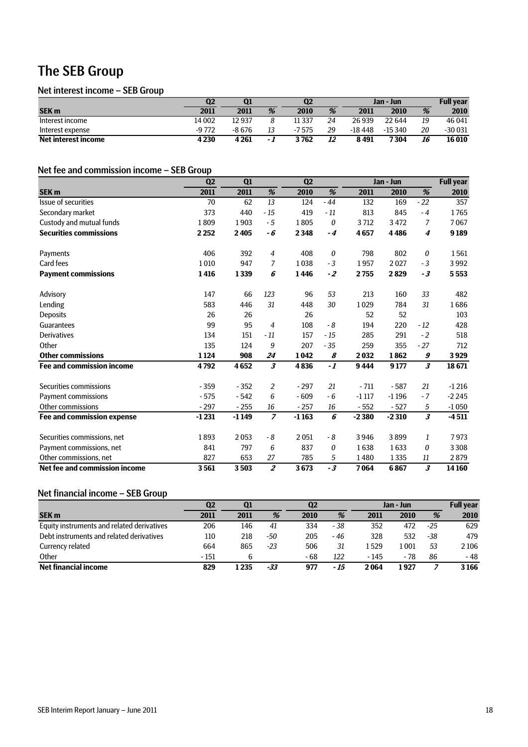# The SEB Group

## Net interest income – SEB Group

| | Q2 | Q1 | | Q2 | | Jan - Jun | | | Full year |
|---|---|---|---|---|---|---|---|---|---|
| **SEK m** | **2011** | **2011** | *%* | **2010** | *%* | **2011** | **2010** | *%* | **2010** |
| Interest income | 14 002 | 12 937 | *8* | 11 337 | *24* | 26 939 | 22 644 | *19* | 46 041 |
| Interest expense | -9 772 | -8 676 | *13* | -7 575 | *29* | -18 448 | -15 340 | *20* | -30 031 |
| **Net interest income** | **4 230** | **4 261** | ***-1*** | **3 762** | ***12*** | **8 491** | **7 304** | ***16*** | **16 010** |

## Net fee and commission income – SEB Group

| | Q2 | Q1 | | Q2 | | Jan - Jun | | | Full year |
|---|---|---|---|---|---|---|---|---|---|
| **SEK m** | **2011** | **2011** | *%* | **2010** | *%* | **2011** | **2010** | *%* | **2010** |
| Issue of securities | 70 | 62 | *13* | 124 | *-44* | 132 | 169 | *-22* | 357 |
| Secondary market | 373 | 440 | *-15* | 419 | *-11* | 813 | 845 | *-4* | 1 765 |
| Custody and mutual funds | 1 809 | 1 903 | *-5* | 1 805 | *0* | 3 712 | 3 472 | *7* | 7 067 |
| **Securities commissions** | **2 252** | **2 405** | ***-6*** | **2 348** | ***-4*** | **4 657** | **4 486** | ***4*** | **9 189** |
| | | | | | | | | | |
| Payments | 406 | 392 | *4* | 408 | *0* | 798 | 802 | *0* | 1 561 |
| Card fees | 1 010 | 947 | *7* | 1 038 | *-3* | 1 957 | 2 027 | *-3* | 3 992 |
| **Payment commissions** | **1 416** | **1 339** | ***6*** | **1 446** | ***-2*** | **2 755** | **2 829** | ***-3*** | **5 553** |
| | | | | | | | | | |
| Advisory | 147 | 66 | *123* | 96 | *53* | 213 | 160 | *33* | 482 |
| Lending | 583 | 446 | *31* | 448 | *30* | 1 029 | 784 | *31* | 1 686 |
| Deposits | 26 | 26 | | 26 | | 52 | 52 | | 103 |
| Guarantees | 99 | 95 | *4* | 108 | *-8* | 194 | 220 | *-12* | 428 |
| Derivatives | 134 | 151 | *-11* | 157 | *-15* | 285 | 291 | *-2* | 518 |
| Other | 135 | 124 | *9* | 207 | *-35* | 259 | 355 | *-27* | 712 |
| **Other commissions** | **1 124** | **908** | ***24*** | **1 042** | ***8*** | **2 032** | **1 862** | ***9*** | **3 929** |
| **Fee and commission income** | **4 792** | **4 652** | ***3*** | **4 836** | ***-1*** | **9 444** | **9 177** | ***3*** | **18 671** |
| | | | | | | | | | |
| Securities commissions | -359 | -352 | *2* | -297 | *21* | -711 | -587 | *21* | -1 216 |
| Payment commissions | -575 | -542 | *6* | -609 | *-6* | -1 117 | -1 196 | *-7* | -2 245 |
| Other commissions | -297 | -255 | *16* | -257 | *16* | -552 | -527 | *5* | -1 050 |
| **Fee and commission expense** | **-1 231** | **-1 149** | ***7*** | **-1 163** | ***6*** | **-2 380** | **-2 310** | ***3*** | **-4 511** |
| | | | | | | | | | |
| Securities commissions, net | 1 893 | 2 053 | *-8* | 2 051 | *-8* | 3 946 | 3 899 | *1* | 7 973 |
| Payment commissions, net | 841 | 797 | *6* | 837 | *0* | 1 638 | 1 633 | *0* | 3 308 |
| Other commissions, net | 827 | 653 | *27* | 785 | *5* | 1 480 | 1 335 | *11* | 2 879 |
| **Net fee and commission income** | **3 561** | **3 503** | ***2*** | **3 673** | ***-3*** | **7 064** | **6 867** | ***3*** | **14 160** |

## Net financial income – SEB Group

| | Q2 | Q1 | | Q2 | | Jan - Jun | | | Full year |
|---|---|---|---|---|---|---|---|---|---|
| **SEK m** | **2011** | **2011** | *%* | **2010** | *%* | **2011** | **2010** | *%* | **2010** |
| Equity instruments and related derivatives | 206 | 146 | *41* | 334 | *-38* | 352 | 472 | *-25* | 629 |
| Debt instruments and related derivatives | 110 | 218 | *-50* | 205 | *-46* | 328 | 532 | *-38* | 479 |
| Currency related | 664 | 865 | *-23* | 506 | *31* | 1 529 | 1 001 | *53* | 2 106 |
| Other | -151 | 6 | | -68 | *122* | -145 | -78 | *86* | -48 |
| **Net financial income** | **829** | **1 235** | ***-33*** | **977** | ***-15*** | **2 064** | **1 927** | ***7*** | **3 166** |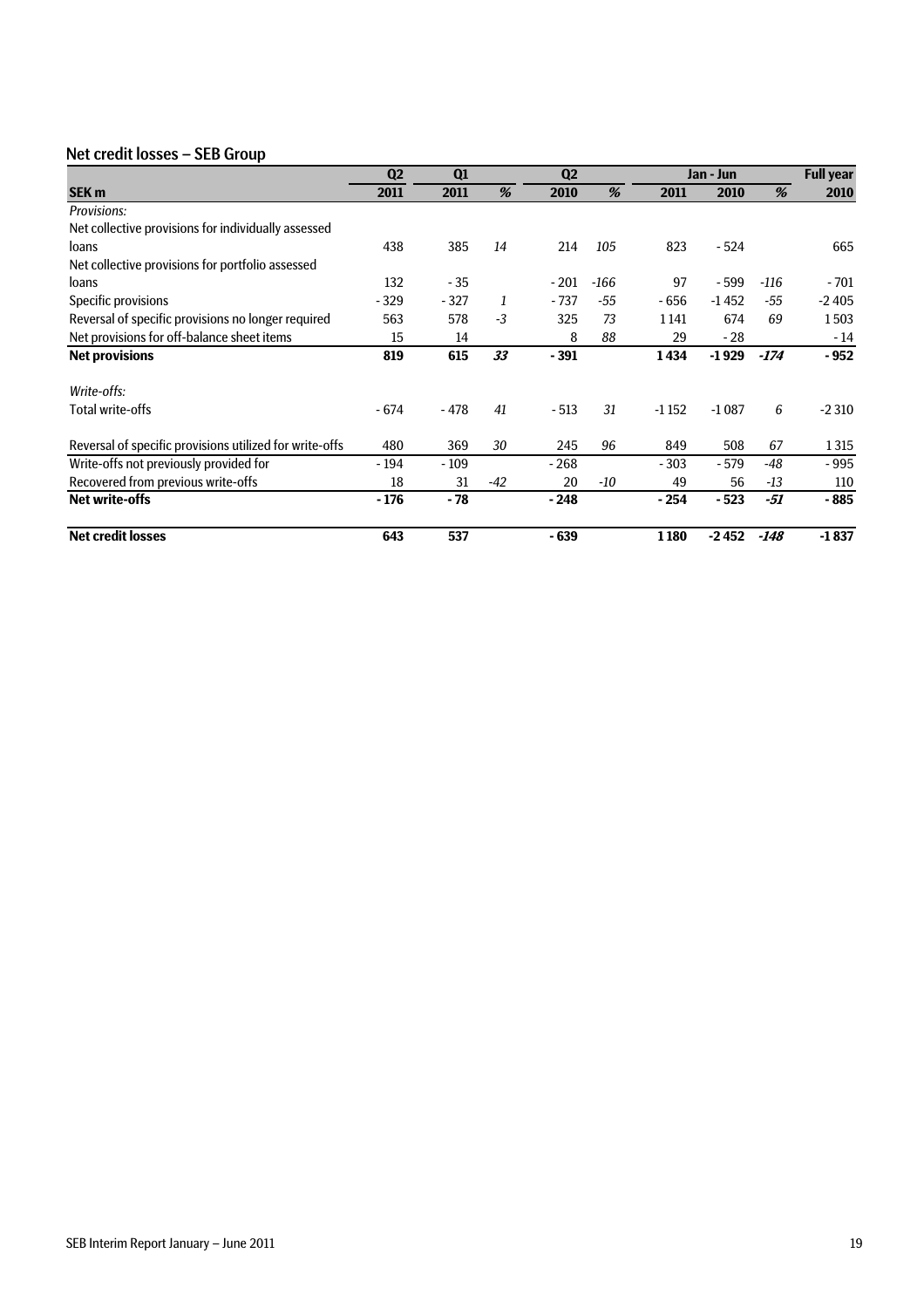## Net credit losses – SEB Group

| | Q2 | Q1 | | Q2 | | Jan - Jun | | | Full year |
|---|---|---|---|---|---|---|---|---|---|
| **SEK m** | **2011** | **2011** | *%* | **2010** | *%* | **2011** | **2010** | *%* | **2010** |
| *Provisions:* | | | | | | | | | |
| Net collective provisions for individually assessed loans | 438 | 385 | *14* | 214 | *105* | 823 | - 524 | | 665 |
| Net collective provisions for portfolio assessed loans | 132 | - 35 | | - 201 | *-166* | 97 | - 599 | *-116* | - 701 |
| Specific provisions | - 329 | - 327 | *1* | - 737 | *-55* | - 656 | -1 452 | *-55* | -2 405 |
| Reversal of specific provisions no longer required | 563 | 578 | *-3* | 325 | *73* | 1 141 | 674 | *69* | 1 503 |
| Net provisions for off-balance sheet items | 15 | 14 | | 8 | *88* | 29 | - 28 | | - 14 |
| **Net provisions** | **819** | **615** | ***33*** | **- 391** | | **1 434** | **-1 929** | ***-174*** | **- 952** |
| *Write-offs:* | | | | | | | | | |
| Total write-offs | - 674 | - 478 | *41* | - 513 | *31* | -1 152 | -1 087 | *6* | -2 310 |
| Reversal of specific provisions utilized for write-offs | 480 | 369 | *30* | 245 | *96* | 849 | 508 | *67* | 1 315 |
| Write-offs not previously provided for | - 194 | - 109 | | - 268 | | - 303 | - 579 | *-48* | - 995 |
| Recovered from previous write-offs | 18 | 31 | *-42* | 20 | *-10* | 49 | 56 | *-13* | 110 |
| **Net write-offs** | **- 176** | **- 78** | | **- 248** | | **- 254** | **- 523** | ***-51*** | **- 885** |
| **Net credit losses** | **643** | **537** | | **- 639** | | **1 180** | **-2 452** | ***-148*** | **-1 837** |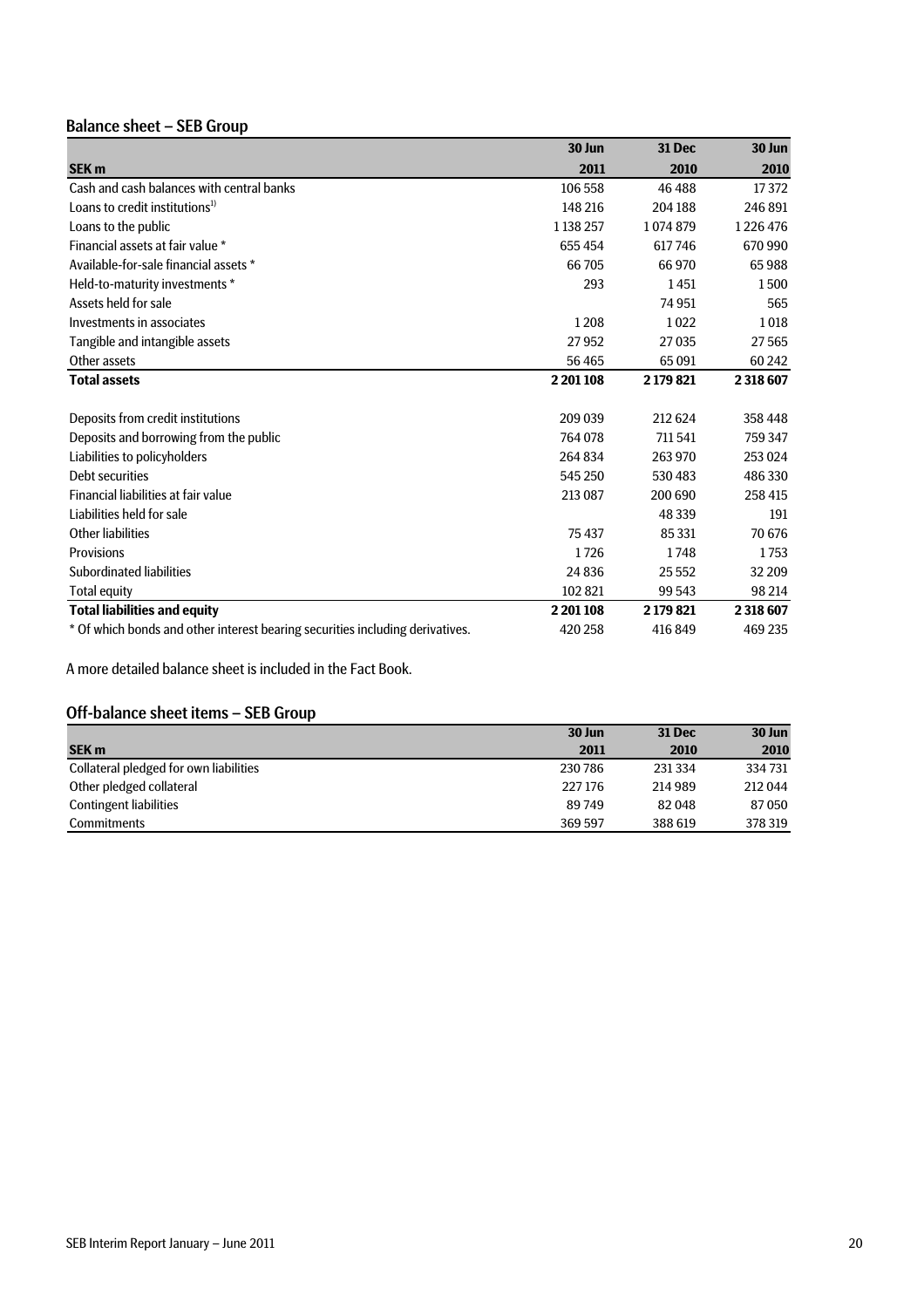## Balance sheet – SEB Group

| SEK m | 30 Jun 2011 | 31 Dec 2010 | 30 Jun 2010 |
|---|---|---|---|
| Cash and cash balances with central banks | 106 558 | 46 488 | 17 372 |
| Loans to credit institutions[1)] | 148 216 | 204 188 | 246 891 |
| Loans to the public | 1 138 257 | 1 074 879 | 1 226 476 |
| Financial assets at fair value * | 655 454 | 617 746 | 670 990 |
| Available-for-sale financial assets * | 66 705 | 66 970 | 65 988 |
| Held-to-maturity investments * | 293 | 1 451 | 1 500 |
| Assets held for sale | | 74 951 | 565 |
| Investments in associates | 1 208 | 1 022 | 1 018 |
| Tangible and intangible assets | 27 952 | 27 035 | 27 565 |
| Other assets | 56 465 | 65 091 | 60 242 |
| **Total assets** | **2 201 108** | **2 179 821** | **2 318 607** |
| | | | |
| Deposits from credit institutions | 209 039 | 212 624 | 358 448 |
| Deposits and borrowing from the public | 764 078 | 711 541 | 759 347 |
| Liabilities to policyholders | 264 834 | 263 970 | 253 024 |
| Debt securities | 545 250 | 530 483 | 486 330 |
| Financial liabilities at fair value | 213 087 | 200 690 | 258 415 |
| Liabilities held for sale | | 48 339 | 191 |
| Other liabilities | 75 437 | 85 331 | 70 676 |
| Provisions | 1 726 | 1 748 | 1 753 |
| Subordinated liabilities | 24 836 | 25 552 | 32 209 |
| Total equity | 102 821 | 99 543 | 98 214 |
| **Total liabilities and equity** | **2 201 108** | **2 179 821** | **2 318 607** |
| * Of which bonds and other interest bearing securities including derivatives. | 420 258 | 416 849 | 469 235 |

A more detailed balance sheet is included in the Fact Book.

## Off-balance sheet items – SEB Group

| SEK m | 30 Jun 2011 | 31 Dec 2010 | 30 Jun 2010 |
|---|---|---|---|
| Collateral pledged for own liabilities | 230 786 | 231 334 | 334 731 |
| Other pledged collateral | 227 176 | 214 989 | 212 044 |
| Contingent liabilities | 89 749 | 82 048 | 87 050 |
| Commitments | 369 597 | 388 619 | 378 319 |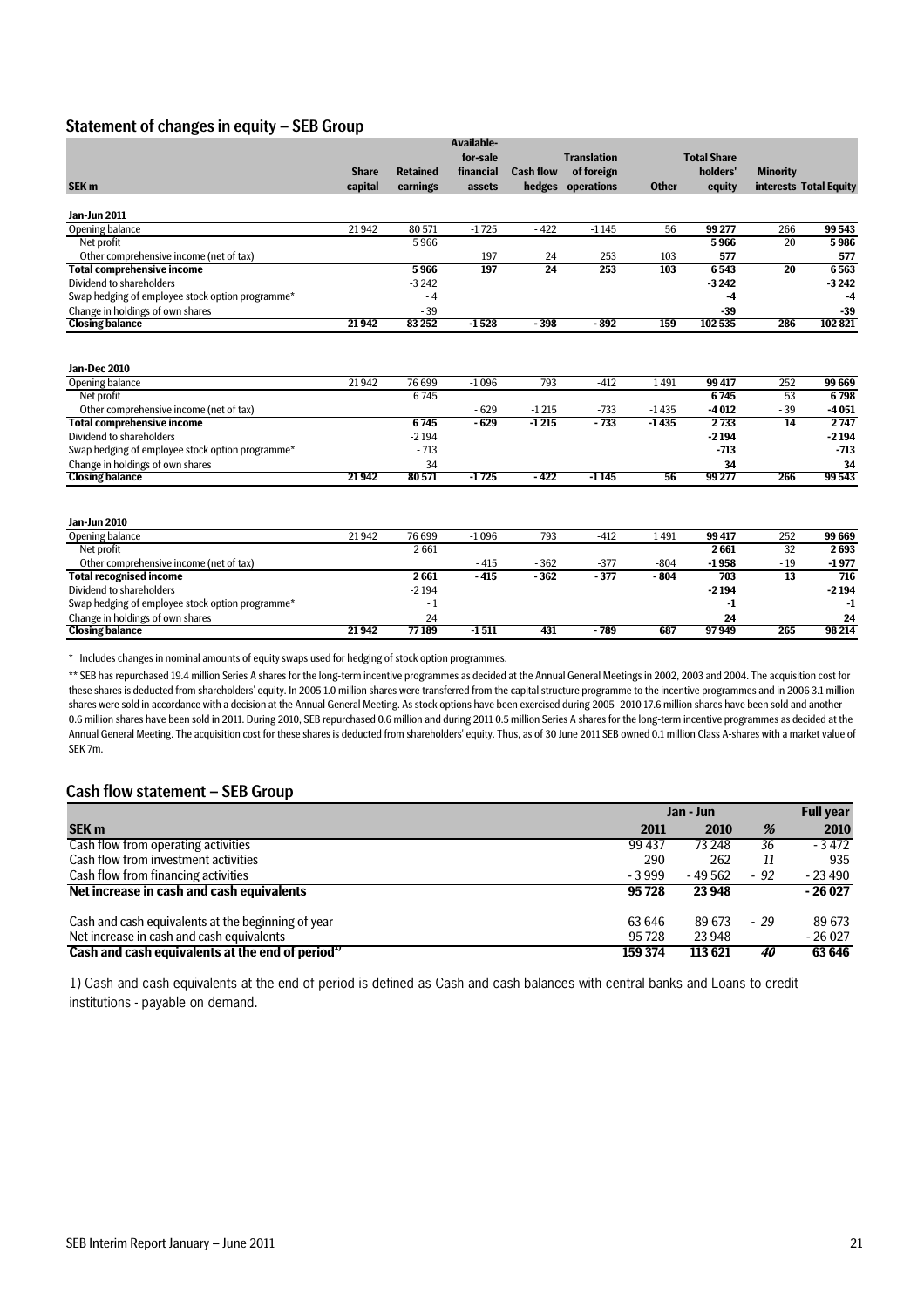## Statement of changes in equity – SEB Group

| SEK m | Share capital | Retained earnings | Available-for-sale financial assets | Cash flow hedges | Translation of foreign operations | Other | Total Share holders' equity | Minority interests | Total Equity |
|---|---|---|---|---|---|---|---|---|---|
| **Jan-Jun 2011** | | | | | | | | | |
| Opening balance | 21 942 | 80 571 | -1 725 | - 422 | -1 145 | 56 | 99 277 | 266 | **99 543** |
| Net profit | | 5 966 | | | | | **5 966** | 20 | **5 986** |
| Other comprehensive income (net of tax) | | | 197 | 24 | 253 | 103 | **577** | | **577** |
| **Total comprehensive income** | | **5 966** | **197** | **24** | **253** | **103** | **6 543** | **20** | **6 563** |
| Dividend to shareholders | | -3 242 | | | | | **-3 242** | | **-3 242** |
| Swap hedging of employee stock option programme* | | - 4 | | | | | **-4** | | **-4** |
| Change in holdings of own shares | | - 39 | | | | | **-39** | | **-39** |
| **Closing balance** | **21 942** | **83 252** | **-1 528** | **- 398** | **- 892** | **159** | **102 535** | **286** | **102 821** |
| | | | | | | | | | |
| **Jan-Dec 2010** | | | | | | | | | |
| Opening balance | 21 942 | 76 699 | -1 096 | 793 | -412 | 1 491 | 99 417 | 252 | **99 669** |
| Net profit | | 6 745 | | | | | **6 745** | 53 | **6 798** |
| Other comprehensive income (net of tax) | | | - 629 | -1 215 | -733 | -1 435 | **-4 012** | - 39 | **-4 051** |
| **Total comprehensive income** | | **6 745** | **- 629** | **-1 215** | **- 733** | **-1 435** | **2 733** | **14** | **2 747** |
| Dividend to shareholders | | -2 194 | | | | | **-2 194** | | **-2 194** |
| Swap hedging of employee stock option programme* | | - 713 | | | | | **-713** | | **-713** |
| Change in holdings of own shares | | 34 | | | | | **34** | | **34** |
| **Closing balance** | **21 942** | **80 571** | **-1 725** | **- 422** | **-1 145** | **56** | **99 277** | **266** | **99 543** |
| | | | | | | | | | |
| **Jan-Jun 2010** | | | | | | | | | |
| Opening balance | 21 942 | 76 699 | -1 096 | 793 | -412 | 1 491 | 99 417 | 252 | **99 669** |
| Net profit | | 2 661 | | | | | **2 661** | 32 | **2 693** |
| Other comprehensive income (net of tax) | | | - 415 | - 362 | -377 | -804 | **-1 958** | - 19 | **-1 977** |
| **Total recognised income** | | **2 661** | **- 415** | **- 362** | **- 377** | **- 804** | **703** | **13** | **716** |
| Dividend to shareholders | | -2 194 | | | | | **-2 194** | | **-2 194** |
| Swap hedging of employee stock option programme* | | - 1 | | | | | **-1** | | **-1** |
| Change in holdings of own shares | | 24 | | | | | **24** | | **24** |
| **Closing balance** | **21 942** | **77 189** | **-1 511** | **431** | **- 789** | **687** | **97 949** | **265** | **98 214** |

\* Includes changes in nominal amounts of equity swaps used for hedging of stock option programmes.

** SEB has repurchased 19.4 million Series A shares for the long-term incentive programmes as decided at the Annual General Meetings in 2002, 2003 and 2004. The acquisition cost for these shares is deducted from shareholders' equity. In 2005 1.0 million shares were transferred from the capital structure programme to the incentive programmes and in 2006 3.1 million shares were sold in accordance with a decision at the Annual General Meeting. As stock options have been exercised during 2005–2010 17.6 million shares have been sold and another 0.6 million shares have been sold in 2011. During 2010, SEB repurchased 0.6 million and during 2011 0.5 million Series A shares for the long-term incentive programmes as decided at the Annual General Meeting. The acquisition cost for these shares is deducted from shareholders' equity. Thus, as of 30 June 2011 SEB owned 0.1 million Class A-shares with a market value of SEK 7m.

## Cash flow statement – SEB Group

| SEK m | Jan - Jun 2011 | Jan - Jun 2010 | % | Full year 2010 |
|---|---|---|---|---|
| Cash flow from operating activities | 99 437 | 73 248 | *36* | - 3 472 |
| Cash flow from investment activities | 290 | 262 | *11* | 935 |
| Cash flow from financing activities | - 3 999 | - 49 562 | *- 92* | - 23 490 |
| **Net increase in cash and cash equivalents** | **95 728** | **23 948** | | **- 26 027** |
| | | | | |
| Cash and cash equivalents at the beginning of year | 63 646 | 89 673 | *- 29* | 89 673 |
| Net increase in cash and cash equivalents | 95 728 | 23 948 | | - 26 027 |
| **Cash and cash equivalents at the end of period[1)]** | **159 374** | **113 621** | ***40*** | **63 646** |

1) Cash and cash equivalents at the end of period is defined as Cash and cash balances with central banks and Loans to credit institutions - payable on demand.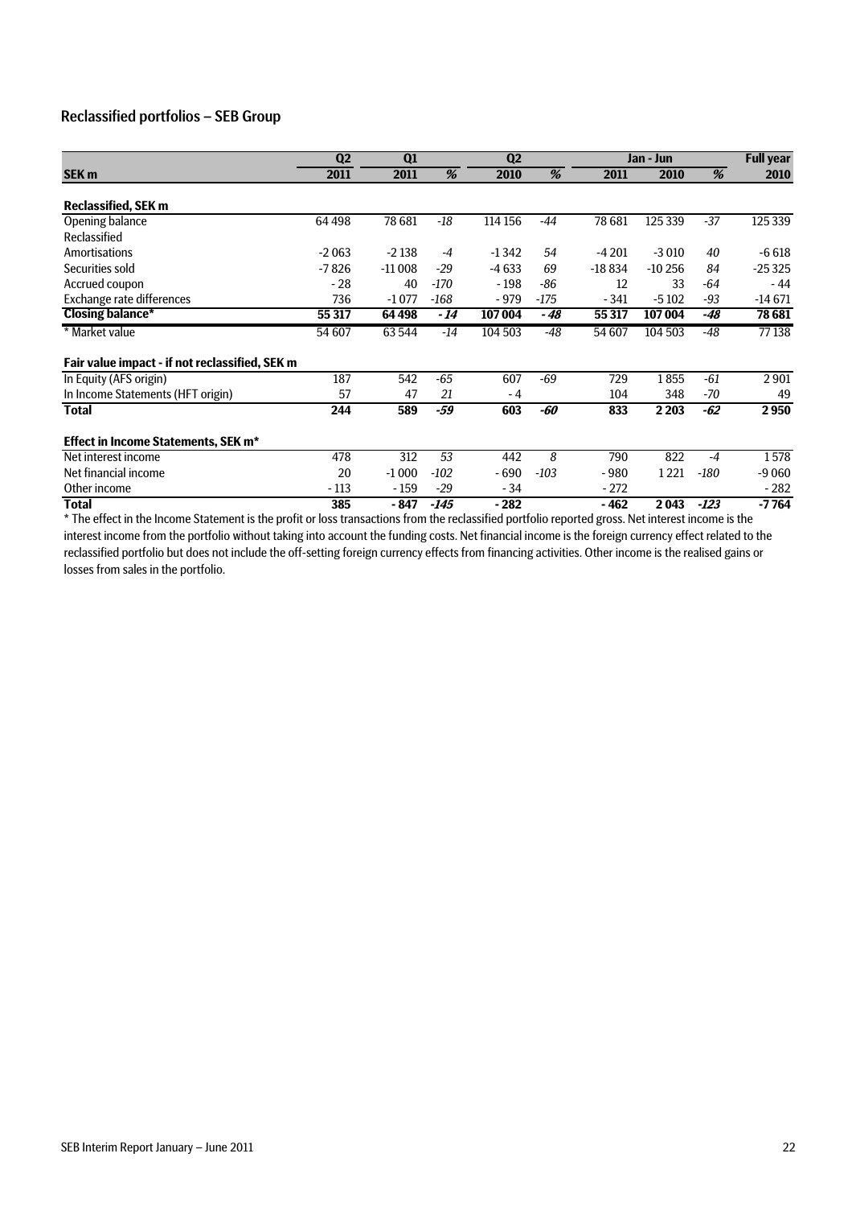## Reclassified portfolios – SEB Group

| SEK m | Q2 2011 | Q1 2011 | % | Q2 2010 | % | Jan - Jun 2011 | Jan - Jun 2010 | % | Full year 2010 |
|---|---|---|---|---|---|---|---|---|---|
| **Reclassified, SEK m** | | | | | | | | | |
| Opening balance | 64 498 | 78 681 | *-18* | 114 156 | *-44* | 78 681 | 125 339 | *-37* | 125 339 |
| Reclassified | | | | | | | | | |
| Amortisations | -2 063 | -2 138 | *-4* | -1 342 | *54* | -4 201 | -3 010 | *40* | -6 618 |
| Securities sold | -7 826 | -11 008 | *-29* | -4 633 | *69* | -18 834 | -10 256 | *84* | -25 325 |
| Accrued coupon | - 28 | 40 | *-170* | - 198 | *-86* | 12 | 33 | *-64* | - 44 |
| Exchange rate differences | 736 | -1 077 | *-168* | - 979 | *-175* | - 341 | -5 102 | *-93* | -14 671 |
| **Closing balance*** | **55 317** | **64 498** | ***- 14*** | **107 004** | ***- 48*** | **55 317** | **107 004** | ***-48*** | **78 681** |
| * Market value | 54 607 | 63 544 | *-14* | 104 503 | *-48* | 54 607 | 104 503 | *-48* | 77 138 |
| **Fair value impact - if not reclassified, SEK m** | | | | | | | | | |
| In Equity (AFS origin) | 187 | 542 | *-65* | 607 | *-69* | 729 | 1 855 | *-61* | 2 901 |
| In Income Statements (HFT origin) | 57 | 47 | *21* | - 4 | | 104 | 348 | *-70* | 49 |
| **Total** | **244** | **589** | ***-59*** | **603** | ***-60*** | **833** | **2 203** | ***-62*** | **2 950** |
| **Effect in Income Statements, SEK m*** | | | | | | | | | |
| Net interest income | 478 | 312 | *53* | 442 | *8* | 790 | 822 | *-4* | 1 578 |
| Net financial income | 20 | -1 000 | *-102* | - 690 | *-103* | - 980 | 1 221 | *-180* | -9 060 |
| Other income | - 113 | - 159 | *-29* | - 34 | | - 272 | | | - 282 |
| **Total** | **385** | **- 847** | ***-145*** | **- 282** | | **- 462** | **2 043** | ***-123*** | **-7 764** |

* The effect in the Income Statement is the profit or loss transactions from the reclassified portfolio reported gross. Net interest income is the interest income from the portfolio without taking into account the funding costs. Net financial income is the foreign currency effect related to the reclassified portfolio but does not include the off-setting foreign currency effects from financing activities. Other income is the realised gains or losses from sales in the portfolio.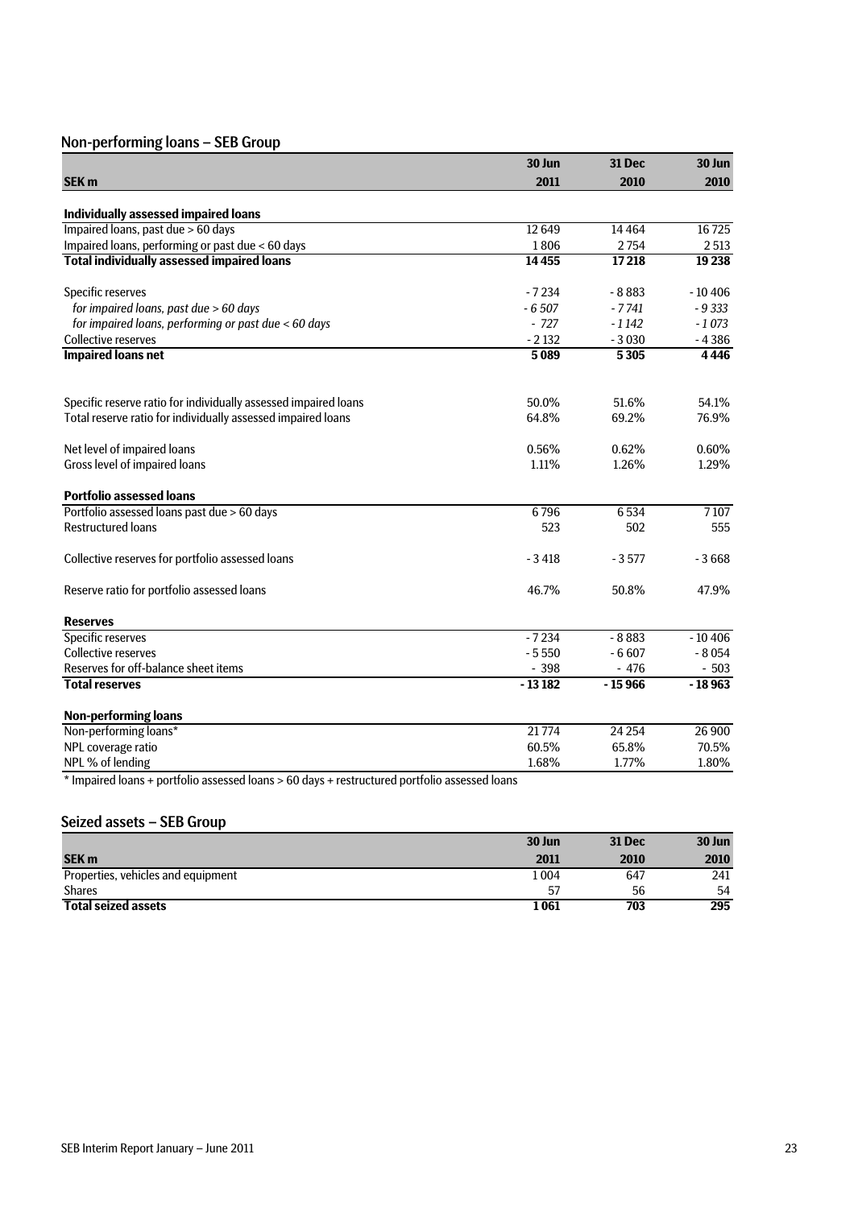## Non-performing loans – SEB Group

| SEK m | 30 Jun 2011 | 31 Dec 2010 | 30 Jun 2010 |
|---|---|---|---|
| **Individually assessed impaired loans** | | | |
| Impaired loans, past due > 60 days | 12 649 | 14 464 | 16 725 |
| Impaired loans, performing or past due < 60 days | 1 806 | 2 754 | 2 513 |
| **Total individually assessed impaired loans** | **14 455** | **17 218** | **19 238** |
| | | | |
| Specific reserves | - 7 234 | - 8 883 | - 10 406 |
| *for impaired loans, past due > 60 days* | *- 6 507* | *- 7 741* | *- 9 333* |
| *for impaired loans, performing or past due < 60 days* | *- 727* | *- 1 142* | *- 1 073* |
| Collective reserves | - 2 132 | - 3 030 | - 4 386 |
| **Impaired loans net** | **5 089** | **5 305** | **4 446** |
| | | | |
| Specific reserve ratio for individually assessed impaired loans | 50.0% | 51.6% | 54.1% |
| Total reserve ratio for individually assessed impaired loans | 64.8% | 69.2% | 76.9% |
| | | | |
| Net level of impaired loans | 0.56% | 0.62% | 0.60% |
| Gross level of impaired loans | 1.11% | 1.26% | 1.29% |
| | | | |
| **Portfolio assessed loans** | | | |
| Portfolio assessed loans past due > 60 days | 6 796 | 6 534 | 7 107 |
| Restructured loans | 523 | 502 | 555 |
| | | | |
| Collective reserves for portfolio assessed loans | - 3 418 | - 3 577 | - 3 668 |
| | | | |
| Reserve ratio for portfolio assessed loans | 46.7% | 50.8% | 47.9% |
| | | | |
| **Reserves** | | | |
| Specific reserves | - 7 234 | - 8 883 | - 10 406 |
| Collective reserves | - 5 550 | - 6 607 | - 8 054 |
| Reserves for off-balance sheet items | - 398 | - 476 | - 503 |
| **Total reserves** | **- 13 182** | **- 15 966** | **- 18 963** |
| | | | |
| **Non-performing loans** | | | |
| Non-performing loans* | 21 774 | 24 254 | 26 900 |
| NPL coverage ratio | 60.5% | 65.8% | 70.5% |
| NPL % of lending | 1.68% | 1.77% | 1.80% |

* Impaired loans + portfolio assessed loans > 60 days + restructured portfolio assessed loans

## Seized assets – SEB Group

| SEK m | 30 Jun 2011 | 31 Dec 2010 | 30 Jun 2010 |
|---|---|---|---|
| Properties, vehicles and equipment | 1 004 | 647 | 241 |
| Shares | 57 | 56 | 54 |
| **Total seized assets** | **1 061** | **703** | **295** |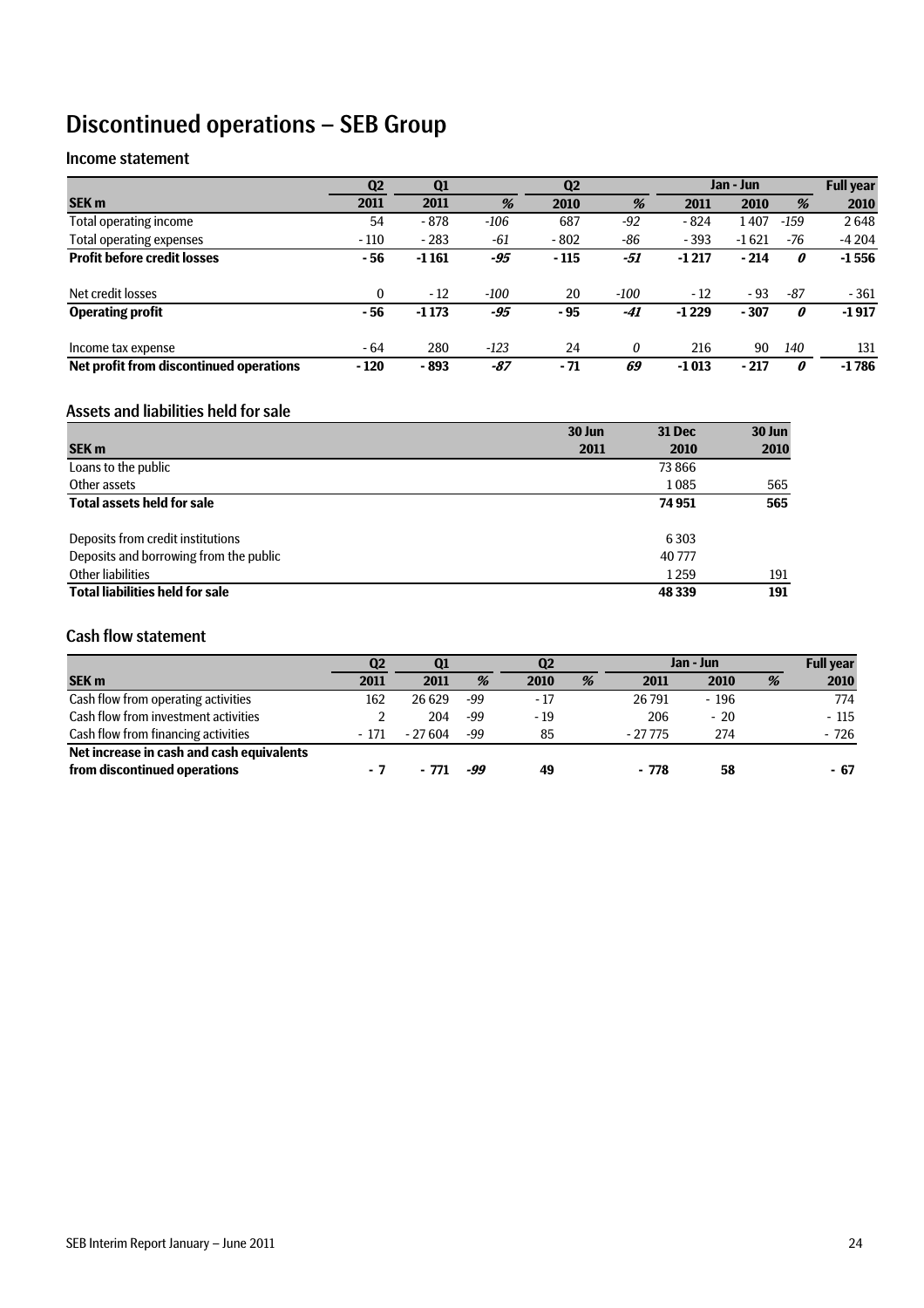# Discontinued operations – SEB Group

## Income statement

| SEK m | Q2 2011 | Q1 2011 | % | Q2 2010 | % | Jan - Jun 2011 | Jan - Jun 2010 | % | Full year 2010 |
|---|---|---|---|---|---|---|---|---|---|
| Total operating income | 54 | - 878 | *-106* | 687 | *-92* | - 824 | 1 407 | *-159* | 2 648 |
| Total operating expenses | - 110 | - 283 | *-61* | - 802 | *-86* | - 393 | -1 621 | *-76* | -4 204 |
| **Profit before credit losses** | **- 56** | **-1 161** | ***-95*** | **- 115** | ***-51*** | **-1 217** | **- 214** | ***0*** | **-1 556** |
| Net credit losses | 0 | - 12 | *-100* | 20 | *-100* | - 12 | - 93 | *-87* | - 361 |
| **Operating profit** | **- 56** | **-1 173** | ***-95*** | **- 95** | ***-41*** | **-1 229** | **- 307** | ***0*** | **-1 917** |
| Income tax expense | - 64 | 280 | *-123* | 24 | *0* | 216 | 90 | *140* | 131 |
| **Net profit from discontinued operations** | **- 120** | **- 893** | ***-87*** | **- 71** | ***69*** | **-1 013** | **- 217** | ***0*** | **-1 786** |

## Assets and liabilities held for sale

| SEK m | 30 Jun 2011 | 31 Dec 2010 | 30 Jun 2010 |
|---|---|---|---|
| Loans to the public | | 73 866 | |
| Other assets | | 1 085 | 565 |
| **Total assets held for sale** | | **74 951** | **565** |
| Deposits from credit institutions | | 6 303 | |
| Deposits and borrowing from the public | | 40 777 | |
| Other liabilities | | 1 259 | 191 |
| **Total liabilities held for sale** | | **48 339** | **191** |

## Cash flow statement

| SEK m | Q2 2011 | Q1 2011 | % | Q2 2010 | % | Jan - Jun 2011 | Jan - Jun 2010 | % | Full year 2010 |
|---|---|---|---|---|---|---|---|---|---|
| Cash flow from operating activities | 162 | 26 629 | -99 | - 17 | | 26 791 | - 196 | | 774 |
| Cash flow from investment activities | 2 | 204 | -99 | - 19 | | 206 | - 20 | | - 115 |
| Cash flow from financing activities | - 171 | - 27 604 | -99 | 85 | | - 27 775 | 274 | | - 726 |
| **Net increase in cash and cash equivalents from discontinued operations** | **- 7** | **- 771** | ***-99*** | **49** | | **- 778** | **58** | | **- 67** |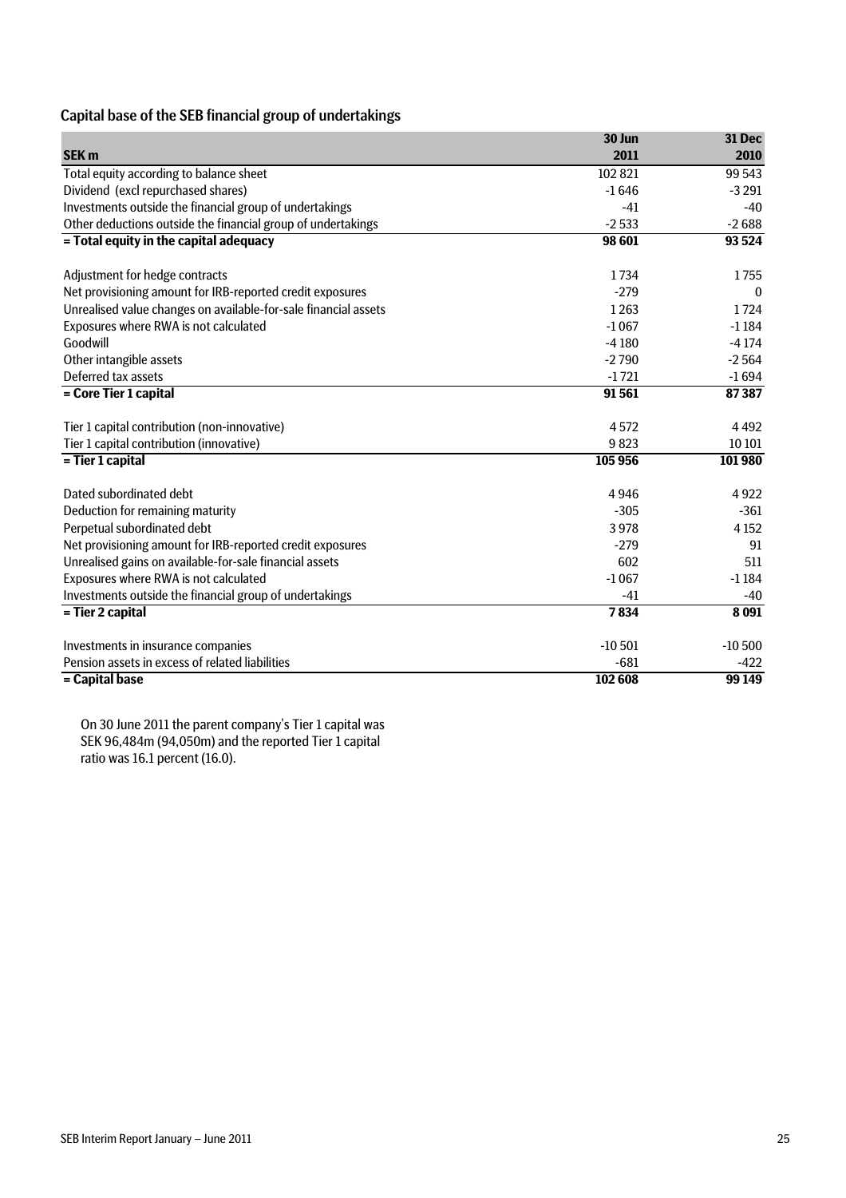## Capital base of the SEB financial group of undertakings

| SEK m | 30 Jun 2011 | 31 Dec 2010 |
|---|---|---|
| Total equity according to balance sheet | 102 821 | 99 543 |
| Dividend (excl repurchased shares) | -1 646 | -3 291 |
| Investments outside the financial group of undertakings | -41 | -40 |
| Other deductions outside the financial group of undertakings | -2 533 | -2 688 |
| **= Total equity in the capital adequacy** | **98 601** | **93 524** |
| | | |
| Adjustment for hedge contracts | 1 734 | 1 755 |
| Net provisioning amount for IRB-reported credit exposures | -279 | 0 |
| Unrealised value changes on available-for-sale financial assets | 1 263 | 1 724 |
| Exposures where RWA is not calculated | -1 067 | -1 184 |
| Goodwill | -4 180 | -4 174 |
| Other intangible assets | -2 790 | -2 564 |
| Deferred tax assets | -1 721 | -1 694 |
| **= Core Tier 1 capital** | **91 561** | **87 387** |
| | | |
| Tier 1 capital contribution (non-innovative) | 4 572 | 4 492 |
| Tier 1 capital contribution (innovative) | 9 823 | 10 101 |
| **= Tier 1 capital** | **105 956** | **101 980** |
| | | |
| Dated subordinated debt | 4 946 | 4 922 |
| Deduction for remaining maturity | -305 | -361 |
| Perpetual subordinated debt | 3 978 | 4 152 |
| Net provisioning amount for IRB-reported credit exposures | -279 | 91 |
| Unrealised gains on available-for-sale financial assets | 602 | 511 |
| Exposures where RWA is not calculated | -1 067 | -1 184 |
| Investments outside the financial group of undertakings | -41 | -40 |
| **= Tier 2 capital** | **7 834** | **8 091** |
| | | |
| Investments in insurance companies | -10 501 | -10 500 |
| Pension assets in excess of related liabilities | -681 | -422 |
| **= Capital base** | **102 608** | **99 149** |

On 30 June 2011 the parent company's Tier 1 capital was SEK 96,484m (94,050m) and the reported Tier 1 capital ratio was 16.1 percent (16.0).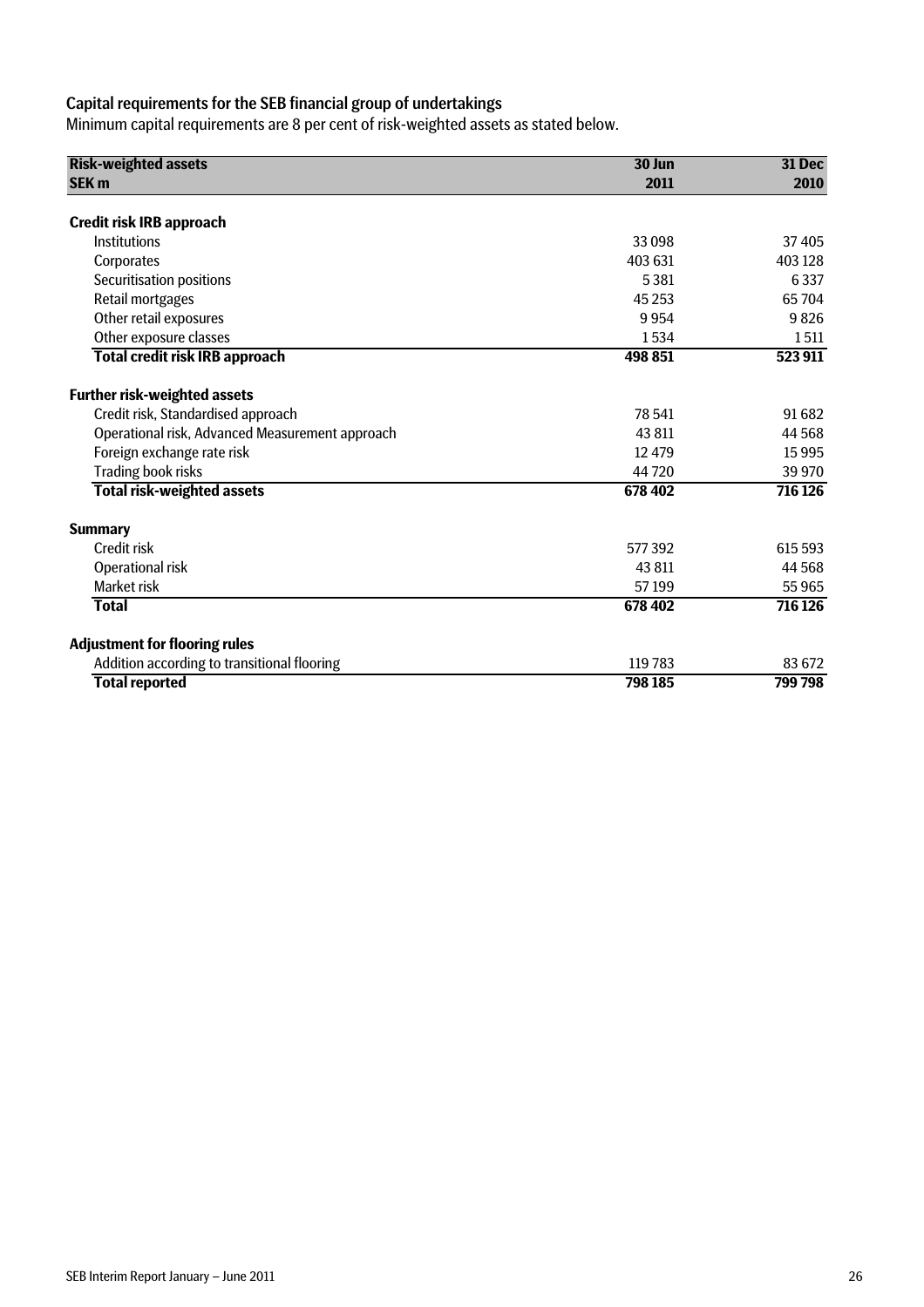## Capital requirements for the SEB financial group of undertakings

Minimum capital requirements are 8 per cent of risk-weighted assets as stated below.

| Risk-weighted assets<br>SEK m | 30 Jun<br>2011 | 31 Dec<br>2010 |
|---|---|---|
| **Credit risk IRB approach** | | |
| Institutions | 33 098 | 37 405 |
| Corporates | 403 631 | 403 128 |
| Securitisation positions | 5 381 | 6 337 |
| Retail mortgages | 45 253 | 65 704 |
| Other retail exposures | 9 954 | 9 826 |
| Other exposure classes | 1 534 | 1 511 |
| **Total credit risk IRB approach** | **498 851** | **523 911** |
| **Further risk-weighted assets** | | |
| Credit risk, Standardised approach | 78 541 | 91 682 |
| Operational risk, Advanced Measurement approach | 43 811 | 44 568 |
| Foreign exchange rate risk | 12 479 | 15 995 |
| Trading book risks | 44 720 | 39 970 |
| **Total risk-weighted assets** | **678 402** | **716 126** |
| **Summary** | | |
| Credit risk | 577 392 | 615 593 |
| Operational risk | 43 811 | 44 568 |
| Market risk | 57 199 | 55 965 |
| **Total** | **678 402** | **716 126** |
| **Adjustment for flooring rules** | | |
| Addition according to transitional flooring | 119 783 | 83 672 |
| **Total reported** | **798 185** | **799 798** |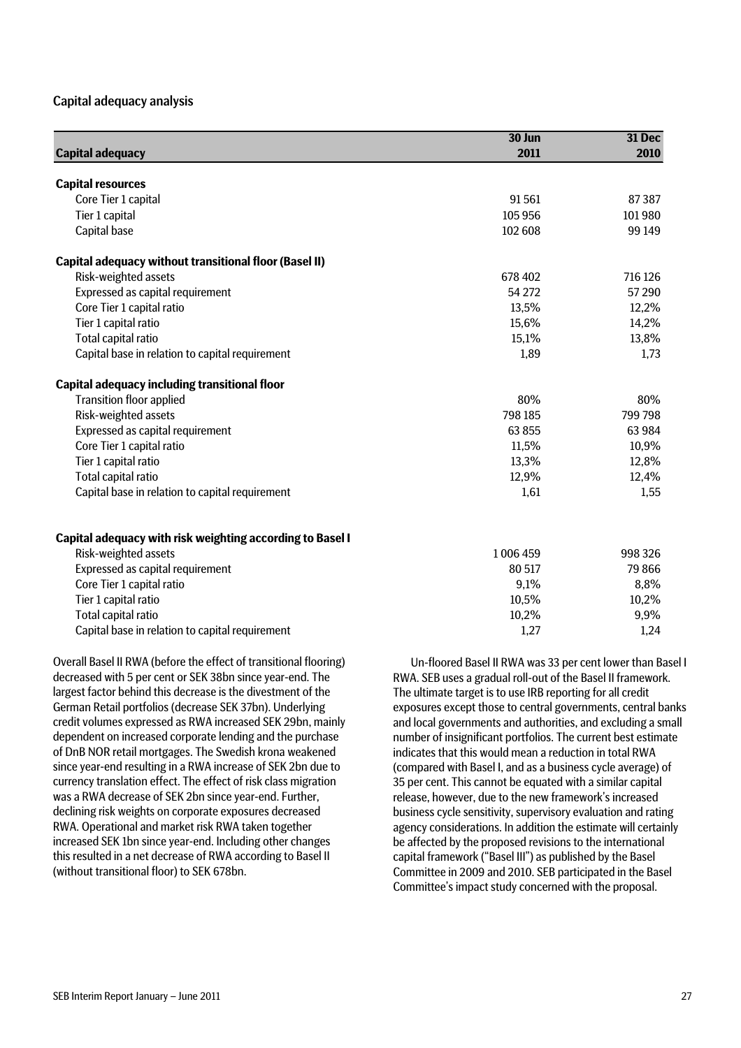## Capital adequacy analysis

| Capital adequacy | 30 Jun 2011 | 31 Dec 2010 |
|---|---|---|
| **Capital resources** | | |
| Core Tier 1 capital | 91 561 | 87 387 |
| Tier 1 capital | 105 956 | 101 980 |
| Capital base | 102 608 | 99 149 |
| **Capital adequacy without transitional floor (Basel II)** | | |
| Risk-weighted assets | 678 402 | 716 126 |
| Expressed as capital requirement | 54 272 | 57 290 |
| Core Tier 1 capital ratio | 13,5% | 12,2% |
| Tier 1 capital ratio | 15,6% | 14,2% |
| Total capital ratio | 15,1% | 13,8% |
| Capital base in relation to capital requirement | 1,89 | 1,73 |
| **Capital adequacy including transitional floor** | | |
| Transition floor applied | 80% | 80% |
| Risk-weighted assets | 798 185 | 799 798 |
| Expressed as capital requirement | 63 855 | 63 984 |
| Core Tier 1 capital ratio | 11,5% | 10,9% |
| Tier 1 capital ratio | 13,3% | 12,8% |
| Total capital ratio | 12,9% | 12,4% |
| Capital base in relation to capital requirement | 1,61 | 1,55 |
| **Capital adequacy with risk weighting according to Basel I** | | |
| Risk-weighted assets | 1 006 459 | 998 326 |
| Expressed as capital requirement | 80 517 | 79 866 |
| Core Tier 1 capital ratio | 9,1% | 8,8% |
| Tier 1 capital ratio | 10,5% | 10,2% |
| Total capital ratio | 10,2% | 9,9% |
| Capital base in relation to capital requirement | 1,27 | 1,24 |

Overall Basel II RWA (before the effect of transitional flooring) decreased with 5 per cent or SEK 38bn since year-end. The largest factor behind this decrease is the divestment of the German Retail portfolios (decrease SEK 37bn). Underlying credit volumes expressed as RWA increased SEK 29bn, mainly dependent on increased corporate lending and the purchase of DnB NOR retail mortgages. The Swedish krona weakened since year-end resulting in a RWA increase of SEK 2bn due to currency translation effect. The effect of risk class migration was a RWA decrease of SEK 2bn since year-end. Further, declining risk weights on corporate exposures decreased RWA. Operational and market risk RWA taken together increased SEK 1bn since year-end. Including other changes this resulted in a net decrease of RWA according to Basel II (without transitional floor) to SEK 678bn.

Un-floored Basel II RWA was 33 per cent lower than Basel I RWA. SEB uses a gradual roll-out of the Basel II framework. The ultimate target is to use IRB reporting for all credit exposures except those to central governments, central banks and local governments and authorities, and excluding a small number of insignificant portfolios. The current best estimate indicates that this would mean a reduction in total RWA (compared with Basel I, and as a business cycle average) of 35 per cent. This cannot be equated with a similar capital release, however, due to the new framework's increased business cycle sensitivity, supervisory evaluation and rating agency considerations. In addition the estimate will certainly be affected by the proposed revisions to the international capital framework ("Basel III") as published by the Basel Committee in 2009 and 2010. SEB participated in the Basel Committee's impact study concerned with the proposal.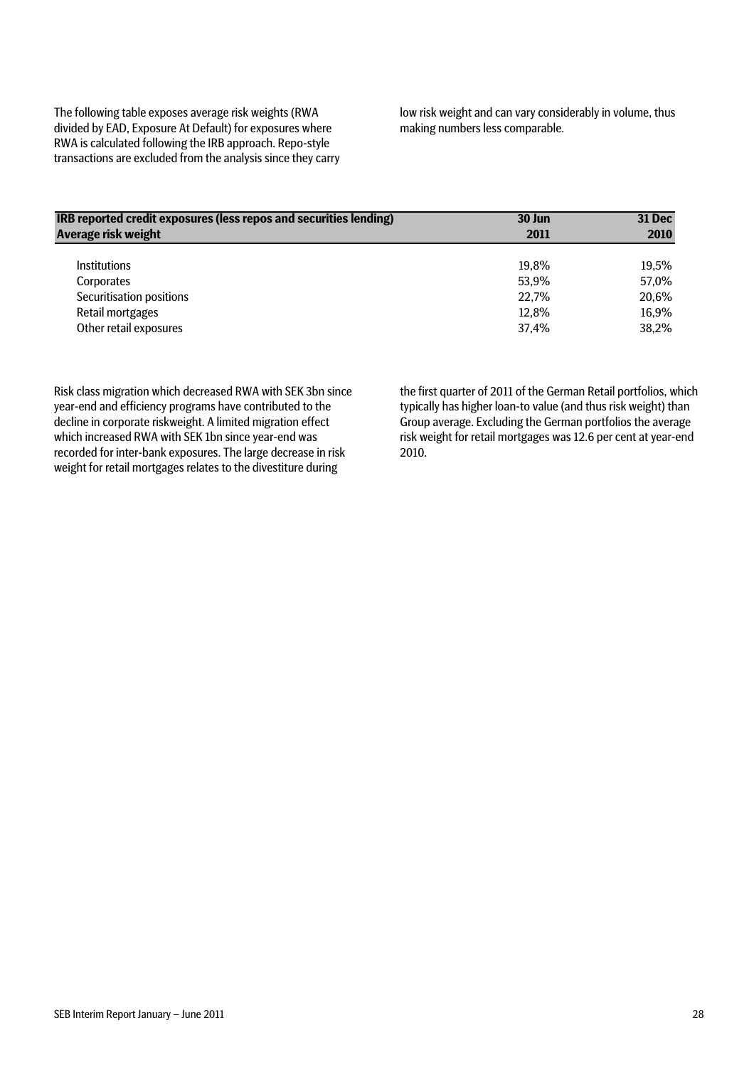The following table exposes average risk weights (RWA divided by EAD, Exposure At Default) for exposures where RWA is calculated following the IRB approach. Repo-style transactions are excluded from the analysis since they carry low risk weight and can vary considerably in volume, thus making numbers less comparable.

| IRB reported credit exposures (less repos and securities lending)<br>Average risk weight | 30 Jun<br>2011 | 31 Dec<br>2010 |
|---|---|---|
| Institutions | 19,8% | 19,5% |
| Corporates | 53,9% | 57,0% |
| Securitisation positions | 22,7% | 20,6% |
| Retail mortgages | 12,8% | 16,9% |
| Other retail exposures | 37,4% | 38,2% |

Risk class migration which decreased RWA with SEK 3bn since year-end and efficiency programs have contributed to the decline in corporate riskweight. A limited migration effect which increased RWA with SEK 1bn since year-end was recorded for inter-bank exposures. The large decrease in risk weight for retail mortgages relates to the divestiture during the first quarter of 2011 of the German Retail portfolios, which typically has higher loan-to value (and thus risk weight) than Group average. Excluding the German portfolios the average risk weight for retail mortgages was 12.6 per cent at year-end 2010.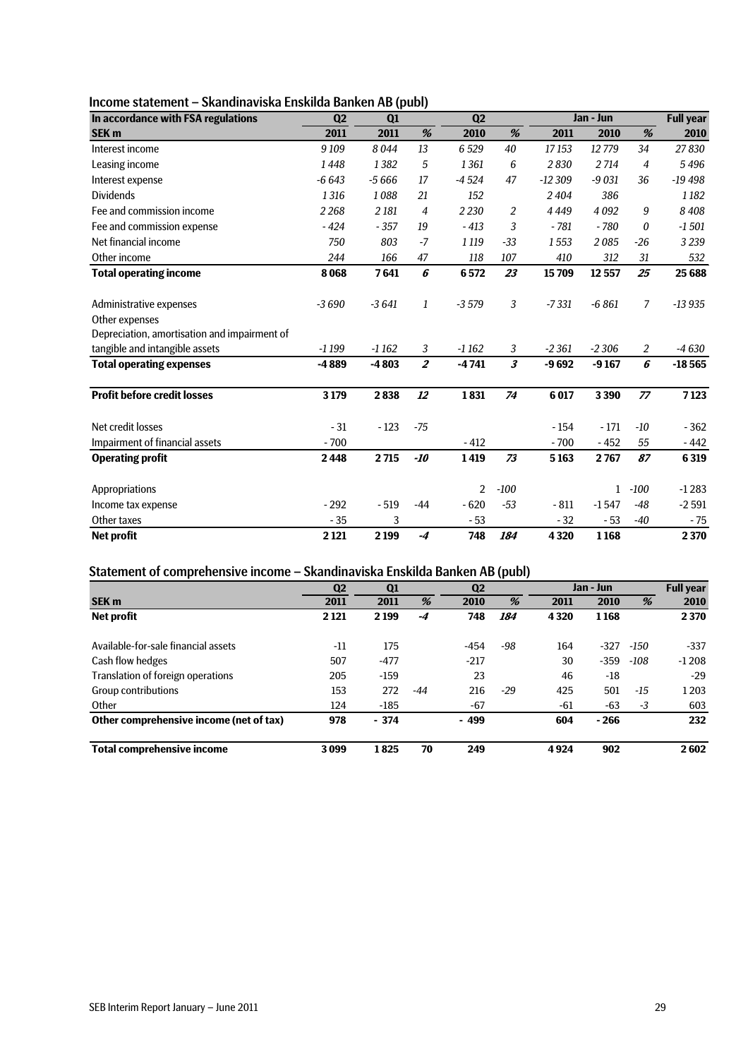## Income statement – Skandinaviska Enskilda Banken AB (publ)

| In accordance with FSA regulations | Q2 | Q1 | | Q2 | | Jan - Jun | | | Full year |
|---|---|---|---|---|---|---|---|---|---|
| **SEK m** | **2011** | **2011** | **%** | **2010** | **%** | **2011** | **2010** | **%** | **2010** |
| Interest income | 9 109 | 8 044 | 13 | 6 529 | 40 | 17 153 | 12 779 | 34 | 27 830 |
| Leasing income | 1 448 | 1 382 | 5 | 1 361 | 6 | 2 830 | 2 714 | 4 | 5 496 |
| Interest expense | -6 643 | -5 666 | 17 | -4 524 | 47 | -12 309 | -9 031 | 36 | -19 498 |
| Dividends | 1 316 | 1 088 | 21 | 152 | | 2 404 | 386 | | 1 182 |
| Fee and commission income | 2 268 | 2 181 | 4 | 2 230 | 2 | 4 449 | 4 092 | 9 | 8 408 |
| Fee and commission expense | - 424 | - 357 | 19 | - 413 | 3 | - 781 | - 780 | 0 | -1 501 |
| Net financial income | 750 | 803 | -7 | 1 119 | -33 | 1 553 | 2 085 | -26 | 3 239 |
| Other income | 244 | 166 | 47 | 118 | 107 | 410 | 312 | 31 | 532 |
| **Total operating income** | **8 068** | **7 641** | **6** | **6 572** | **23** | **15 709** | **12 557** | **25** | **25 688** |
| Administrative expenses | -3 690 | -3 641 | 1 | -3 579 | 3 | -7 331 | -6 861 | 7 | -13 935 |
| Other expenses | | | | | | | | | |
| Depreciation, amortisation and impairment of tangible and intangible assets | -1 199 | -1 162 | 3 | -1 162 | 3 | -2 361 | -2 306 | 2 | -4 630 |
| **Total operating expenses** | **-4 889** | **-4 803** | **2** | **-4 741** | **3** | **-9 692** | **-9 167** | **6** | **-18 565** |
| **Profit before credit losses** | **3 179** | **2 838** | **12** | **1 831** | **74** | **6 017** | **3 390** | **77** | **7 123** |
| Net credit losses | - 31 | - 123 | -75 | | | - 154 | - 171 | -10 | - 362 |
| Impairment of financial assets | - 700 | | | - 412 | | - 700 | - 452 | 55 | - 442 |
| **Operating profit** | **2 448** | **2 715** | **-10** | **1 419** | **73** | **5 163** | **2 767** | **87** | **6 319** |
| Appropriations | | | | 2 | -100 | | 1 | -100 | -1 283 |
| Income tax expense | - 292 | - 519 | -44 | - 620 | -53 | - 811 | -1 547 | -48 | -2 591 |
| Other taxes | - 35 | 3 | | - 53 | | - 32 | - 53 | -40 | - 75 |
| **Net profit** | **2 121** | **2 199** | **-4** | **748** | **184** | **4 320** | **1 168** | | **2 370** |

## Statement of comprehensive income – Skandinaviska Enskilda Banken AB (publ)

| | Q2 | Q1 | | Q2 | | Jan - Jun | | | Full year |
|---|---|---|---|---|---|---|---|---|---|
| **SEK m** | **2011** | **2011** | **%** | **2010** | **%** | **2011** | **2010** | **%** | **2010** |
| **Net profit** | **2 121** | **2 199** | **-4** | **748** | **184** | **4 320** | **1 168** | | **2 370** |
| Available-for-sale financial assets | -11 | 175 | | -454 | -98 | 164 | -327 | -150 | -337 |
| Cash flow hedges | 507 | -477 | | -217 | | 30 | -359 | -108 | -1 208 |
| Translation of foreign operations | 205 | -159 | | 23 | | 46 | -18 | | -29 |
| Group contributions | 153 | 272 | -44 | 216 | -29 | 425 | 501 | -15 | 1 203 |
| Other | 124 | -185 | | -67 | | -61 | -63 | -3 | 603 |
| **Other comprehensive income (net of tax)** | **978** | **- 374** | | **- 499** | | **604** | **- 266** | | **232** |
| **Total comprehensive income** | **3 099** | **1 825** | **70** | **249** | | **4 924** | **902** | | **2 602** |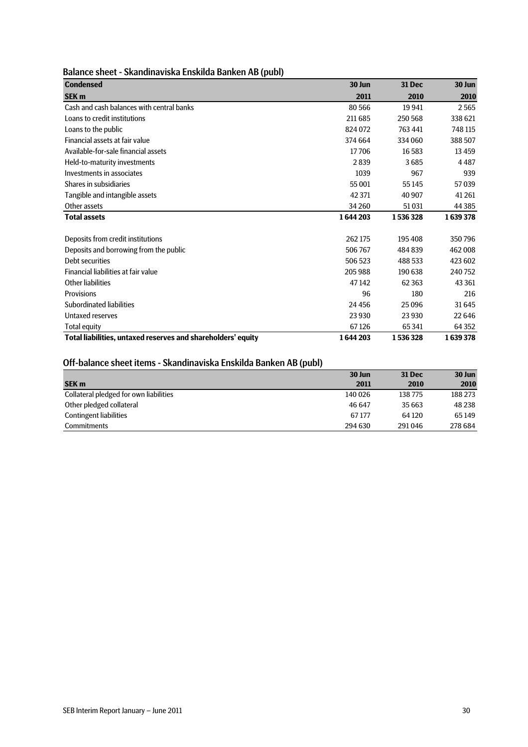## Balance sheet - Skandinaviska Enskilda Banken AB (publ)

| **Condensed** | **30 Jun** | **31 Dec** | **30 Jun** |
|---|---|---|---|
| **SEK m** | **2011** | **2010** | **2010** |
| Cash and cash balances with central banks | 80 566 | 19 941 | 2 565 |
| Loans to credit institutions | 211 685 | 250 568 | 338 621 |
| Loans to the public | 824 072 | 763 441 | 748 115 |
| Financial assets at fair value | 374 664 | 334 060 | 388 507 |
| Available-for-sale financial assets | 17 706 | 16 583 | 13 459 |
| Held-to-maturity investments | 2 839 | 3 685 | 4 487 |
| Investments in associates | 1039 | 967 | 939 |
| Shares in subsidiaries | 55 001 | 55 145 | 57 039 |
| Tangible and intangible assets | 42 371 | 40 907 | 41 261 |
| Other assets | 34 260 | 51 031 | 44 385 |
| **Total assets** | **1 644 203** | **1 536 328** | **1 639 378** |
| | | | |
| Deposits from credit institutions | 262 175 | 195 408 | 350 796 |
| Deposits and borrowing from the public | 506 767 | 484 839 | 462 008 |
| Debt securities | 506 523 | 488 533 | 423 602 |
| Financial liabilities at fair value | 205 988 | 190 638 | 240 752 |
| Other liabilities | 47 142 | 62 363 | 43 361 |
| Provisions | 96 | 180 | 216 |
| Subordinated liabilities | 24 456 | 25 096 | 31 645 |
| Untaxed reserves | 23 930 | 23 930 | 22 646 |
| Total equity | 67 126 | 65 341 | 64 352 |
| **Total liabilities, untaxed reserves and shareholders' equity** | **1 644 203** | **1 536 328** | **1 639 378** |

## Off-balance sheet items - Skandinaviska Enskilda Banken AB (publ)

| **SEK m** | **30 Jun 2011** | **31 Dec 2010** | **30 Jun 2010** |
|---|---|---|---|
| Collateral pledged for own liabilities | 140 026 | 138 775 | 188 273 |
| Other pledged collateral | 46 647 | 35 663 | 48 238 |
| Contingent liabilities | 67 177 | 64 120 | 65 149 |
| Commitments | 294 630 | 291 046 | 278 684 |